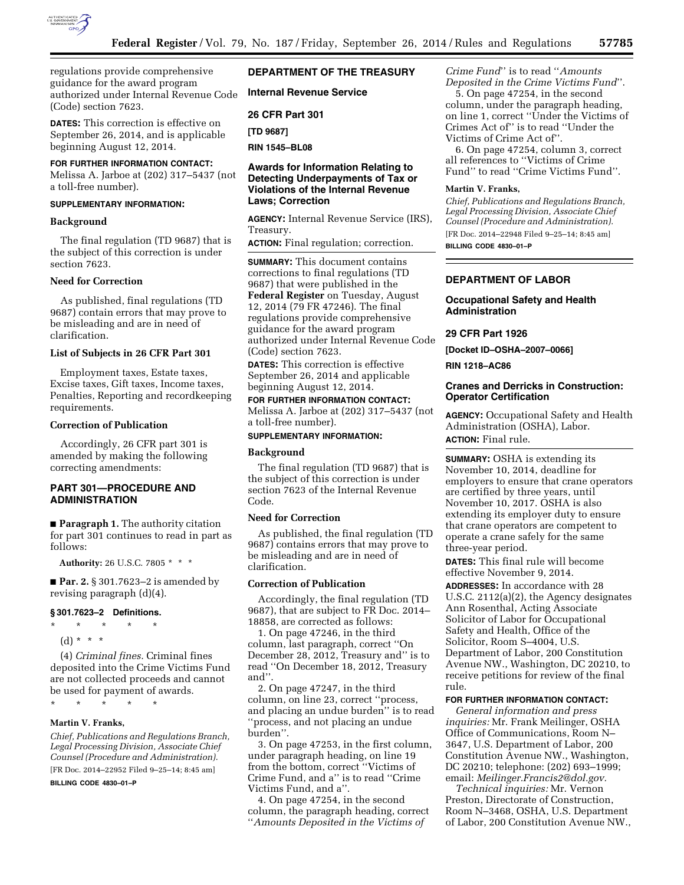regulations provide comprehensive guidance for the award program authorized under Internal Revenue Code (Code) section 7623.

**DATES:** This correction is effective on September 26, 2014, and is applicable beginning August 12, 2014.

**FOR FURTHER INFORMATION CONTACT:** Melissa A. Jarboe at (202) 317–5437 (not a toll-free number).

**SUPPLEMENTARY INFORMATION:**

**Background**

The final regulation (TD 9687) that is the subject of this correction is under section 7623.

**Need for Correction**

As published, final regulations (TD 9687) contain errors that may prove to be misleading and are in need of clarification.

**List of Subjects in 26 CFR Part 301**

Employment taxes, Estate taxes, Excise taxes, Gift taxes, Income taxes, Penalties, Reporting and recordkeeping requirements.

**Correction of Publication**

Accordingly, 26 CFR part 301 is amended by making the following correcting amendments:

## PART 301—PROCEDURE AND ADMINISTRATION

■ **Paragraph 1.** The authority citation for part 301 continues to read in part as follows:

**Authority:** 26 U.S.C. 7805 * * *

■ **Par. 2.** § 301.7623–2 is amended by revising paragraph (d)(4).

### § 301.7623–2 Definitions.

\* \* \* \* \*

(d) * * *

(4) *Criminal fines.* Criminal fines deposited into the Crime Victims Fund are not collected proceeds and cannot be used for payment of awards.

\* \* \* \* \*

**Martin V. Franks,**

*Chief, Publications and Regulations Branch, Legal Processing Division, Associate Chief Counsel (Procedure and Administration).*

[FR Doc. 2014–22952 Filed 9–25–14; 8:45 am]

**BILLING CODE 4830–01–P**

---

## DEPARTMENT OF THE TREASURY

## Internal Revenue Service

## 26 CFR Part 301

**[TD 9687]**

**RIN 1545–BL08**

## Awards for Information Relating to Detecting Underpayments of Tax or Violations of the Internal Revenue Laws; Correction

**AGENCY:** Internal Revenue Service (IRS), Treasury.

**ACTION:** Final regulation; correction.

**SUMMARY:** This document contains corrections to final regulations (TD 9687) that were published in the **Federal Register** on Tuesday, August 12, 2014 (79 FR 47246). The final regulations provide comprehensive guidance for the award program authorized under Internal Revenue Code (Code) section 7623.

**DATES:** This correction is effective September 26, 2014 and applicable beginning August 12, 2014.

**FOR FURTHER INFORMATION CONTACT:** Melissa A. Jarboe at (202) 317–5437 (not a toll-free number).

**SUPPLEMENTARY INFORMATION:**

**Background**

The final regulation (TD 9687) that is the subject of this correction is under section 7623 of the Internal Revenue Code.

**Need for Correction**

As published, the final regulation (TD 9687) contains errors that may prove to be misleading and are in need of clarification.

**Correction of Publication**

Accordingly, the final regulation (TD 9687), that are subject to FR Doc. 2014–18858, are corrected as follows:

1. On page 47246, in the third column, last paragraph, correct ''On December 28, 2012, Treasury and'' is to read ''On December 18, 2012, Treasury and''.

2. On page 47247, in the third column, on line 23, correct ''process, and placing an undue burden'' is to read ''process, and not placing an undue burden''.

3. On page 47253, in the first column, under paragraph heading, on line 19 from the bottom, correct ''Victims of Crime Fund, and a'' is to read ''Crime Victims Fund, and a''.

4. On page 47254, in the second column, the paragraph heading, correct ''*Amounts Deposited in the Victims of Crime Fund*'' is to read ''*Amounts Deposited in the Crime Victims Fund*''.

5. On page 47254, in the second column, under the paragraph heading, on line 1, correct ''Under the Victims of Crimes Act of'' is to read ''Under the Victims of Crime Act of''.

6. On page 47254, column 3, correct all references to ''Victims of Crime Fund'' to read ''Crime Victims Fund''.

**Martin V. Franks,**

*Chief, Publications and Regulations Branch, Legal Processing Division, Associate Chief Counsel (Procedure and Administration).*

[FR Doc. 2014–22948 Filed 9–25–14; 8:45 am]

**BILLING CODE 4830–01–P**

---

## DEPARTMENT OF LABOR

## Occupational Safety and Health Administration

## 29 CFR Part 1926

**[Docket ID–OSHA–2007–0066]**

**RIN 1218–AC86**

## Cranes and Derricks in Construction: Operator Certification

**AGENCY:** Occupational Safety and Health Administration (OSHA), Labor.

**ACTION:** Final rule.

**SUMMARY:** OSHA is extending its November 10, 2014, deadline for employers to ensure that crane operators are certified by three years, until November 10, 2017. OSHA is also extending its employer duty to ensure that crane operators are competent to operate a crane safely for the same three-year period.

**DATES:** This final rule will become effective November 9, 2014.

**ADDRESSES:** In accordance with 28 U.S.C. 2112(a)(2), the Agency designates Ann Rosenthal, Acting Associate Solicitor of Labor for Occupational Safety and Health, Office of the Solicitor, Room S–4004, U.S. Department of Labor, 200 Constitution Avenue NW., Washington, DC 20210, to receive petitions for review of the final rule.

**FOR FURTHER INFORMATION CONTACT:**

*General information and press inquiries:* Mr. Frank Meilinger, OSHA Office of Communications, Room N–3647, U.S. Department of Labor, 200 Constitution Avenue NW., Washington, DC 20210; telephone: (202) 693–1999; email: *Meilinger.Francis2@dol.gov.*

*Technical inquiries:* Mr. Vernon Preston, Directorate of Construction, Room N–3468, OSHA, U.S. Department of Labor, 200 Constitution Avenue NW.,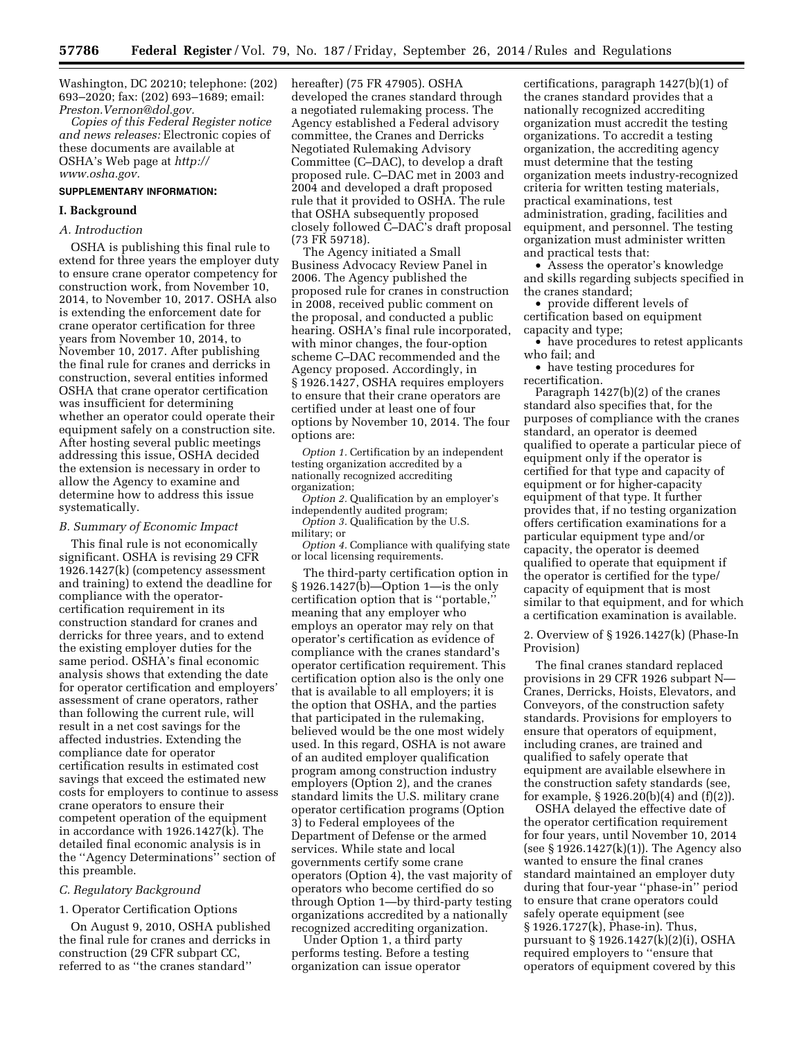Washington, DC 20210; telephone: (202) 693–2020; fax: (202) 693–1689; email: *Preston.Vernon@dol.gov.*

*Copies of this Federal Register notice and news releases:* Electronic copies of these documents are available at OSHA's Web page at *http://www.osha.gov.*

**SUPPLEMENTARY INFORMATION:**

## I. Background

### A. Introduction

OSHA is publishing this final rule to extend for three years the employer duty to ensure crane operator competency for construction work, from November 10, 2014, to November 10, 2017. OSHA also is extending the enforcement date for crane operator certification for three years from November 10, 2014, to November 10, 2017. After publishing the final rule for cranes and derricks in construction, several entities informed OSHA that crane operator certification was insufficient for determining whether an operator could operate their equipment safely on a construction site. After hosting several public meetings addressing this issue, OSHA decided the extension is necessary in order to allow the Agency to examine and determine how to address this issue systematically.

### B. Summary of Economic Impact

This final rule is not economically significant. OSHA is revising 29 CFR 1926.1427(k) (competency assessment and training) to extend the deadline for compliance with the operator-certification requirement in its construction standard for cranes and derricks for three years, and to extend the existing employer duties for the same period. OSHA's final economic analysis shows that extending the date for operator certification and employers' assessment of crane operators, rather than following the current rule, will result in a net cost savings for the affected industries. Extending the compliance date for operator certification results in estimated cost savings that exceed the estimated new costs for employers to continue to assess crane operators to ensure their competent operation of the equipment in accordance with 1926.1427(k). The detailed final economic analysis is in the "Agency Determinations" section of this preamble.

### C. Regulatory Background

1. Operator Certification Options

On August 9, 2010, OSHA published the final rule for cranes and derricks in construction (29 CFR subpart CC, referred to as "the cranes standard" hereafter) (75 FR 47905). OSHA developed the cranes standard through a negotiated rulemaking process. The Agency established a Federal advisory committee, the Cranes and Derricks Negotiated Rulemaking Advisory Committee (C–DAC), to develop a draft proposed rule. C–DAC met in 2003 and 2004 and developed a draft proposed rule that it provided to OSHA. The rule that OSHA subsequently proposed closely followed C–DAC's draft proposal (73 FR 59718).

The Agency initiated a Small Business Advocacy Review Panel in 2006. The Agency published the proposed rule for cranes in construction in 2008, received public comment on the proposal, and conducted a public hearing. OSHA's final rule incorporated, with minor changes, the four-option scheme C–DAC recommended and the Agency proposed. Accordingly, in § 1926.1427, OSHA requires employers to ensure that their crane operators are certified under at least one of four options by November 10, 2014. The four options are:

*Option 1.* Certification by an independent testing organization accredited by a nationally recognized accrediting organization;

*Option 2.* Qualification by an employer's independently audited program;

*Option 3.* Qualification by the U.S. military; or

*Option 4.* Compliance with qualifying state or local licensing requirements.

The third-party certification option in § 1926.1427(b)—Option 1—is the only certification option that is "portable," meaning that any employer who employs an operator may rely on that operator's certification as evidence of compliance with the cranes standard's operator certification requirement. This certification option also is the only one that is available to all employers; it is the option that OSHA, and the parties that participated in the rulemaking, believed would be the one most widely used. In this regard, OSHA is not aware of an audited employer qualification program among construction industry employers (Option 2), and the cranes standard limits the U.S. military crane operator certification programs (Option 3) to Federal employees of the Department of Defense or the armed services. While state and local governments certify some crane operators (Option 4), the vast majority of operators who become certified do so through Option 1—by third-party testing organizations accredited by a nationally recognized accrediting organization.

Under Option 1, a third party performs testing. Before a testing organization can issue operator certifications, paragraph 1427(b)(1) of the cranes standard provides that a nationally recognized accrediting organization must accredit the testing organizations. To accredit a testing organization, the accrediting agency must determine that the testing organization meets industry-recognized criteria for written testing materials, practical examinations, test administration, grading, facilities and equipment, and personnel. The testing organization must administer written and practical tests that:

- Assess the operator's knowledge and skills regarding subjects specified in the cranes standard;
- provide different levels of certification based on equipment capacity and type;
- have procedures to retest applicants who fail; and
- have testing procedures for recertification.

Paragraph 1427(b)(2) of the cranes standard also specifies that, for the purposes of compliance with the cranes standard, an operator is deemed qualified to operate a particular piece of equipment only if the operator is certified for that type and capacity of equipment or for higher-capacity equipment of that type. It further provides that, if no testing organization offers certification examinations for a particular equipment type and/or capacity, the operator is deemed qualified to operate that equipment if the operator is certified for the type/capacity of equipment that is most similar to that equipment, and for which a certification examination is available.

2. Overview of § 1926.1427(k) (Phase-In Provision)

The final cranes standard replaced provisions in 29 CFR 1926 subpart N—Cranes, Derricks, Hoists, Elevators, and Conveyors, of the construction safety standards. Provisions for employers to ensure that operators of equipment, including cranes, are trained and qualified to safely operate that equipment are available elsewhere in the construction safety standards (see, for example, § 1926.20(b)(4) and (f)(2)).

OSHA delayed the effective date of the operator certification requirement for four years, until November 10, 2014 (see § 1926.1427(k)(1)). The Agency also wanted to ensure the final cranes standard maintained an employer duty during that four-year "phase-in" period to ensure that crane operators could safely operate equipment (see § 1926.1727(k), Phase-in). Thus, pursuant to § 1926.1427(k)(2)(i), OSHA required employers to "ensure that operators of equipment covered by this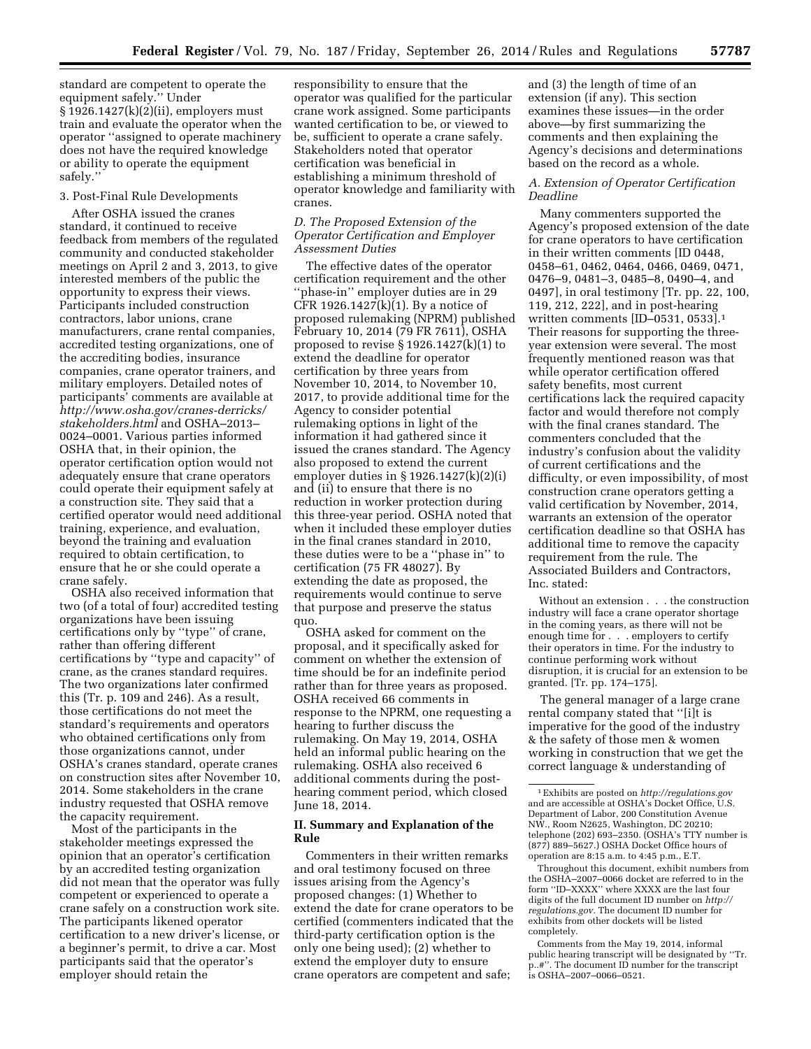standard are competent to operate the equipment safely.'' Under § 1926.1427(k)(2)(ii), employers must train and evaluate the operator when the operator ''assigned to operate machinery does not have the required knowledge or ability to operate the equipment safely.''

3. Post-Final Rule Developments

After OSHA issued the cranes standard, it continued to receive feedback from members of the regulated community and conducted stakeholder meetings on April 2 and 3, 2013, to give interested members of the public the opportunity to express their views. Participants included construction contractors, labor unions, crane manufacturers, crane rental companies, accredited testing organizations, one of the accrediting bodies, insurance companies, crane operator trainers, and military employers. Detailed notes of participants' comments are available at *http://www.osha.gov/cranes-derricks/stakeholders.html* and OSHA–2013–0024–0001. Various parties informed OSHA that, in their opinion, the operator certification option would not adequately ensure that crane operators could operate their equipment safely at a construction site. They said that a certified operator would need additional training, experience, and evaluation, beyond the training and evaluation required to obtain certification, to ensure that he or she could operate a crane safely.

OSHA also received information that two (of a total of four) accredited testing organizations have been issuing certifications only by ''type'' of crane, rather than offering different certifications by ''type and capacity'' of crane, as the cranes standard requires. The two organizations later confirmed this (Tr. p. 109 and 246). As a result, those certifications do not meet the standard's requirements and operators who obtained certifications only from those organizations cannot, under OSHA's cranes standard, operate cranes on construction sites after November 10, 2014. Some stakeholders in the crane industry requested that OSHA remove the capacity requirement.

Most of the participants in the stakeholder meetings expressed the opinion that an operator's certification by an accredited testing organization did not mean that the operator was fully competent or experienced to operate a crane safely on a construction work site. The participants likened operator certification to a new driver's license, or a beginner's permit, to drive a car. Most participants said that the operator's employer should retain the responsibility to ensure that the operator was qualified for the particular crane work assigned. Some participants wanted certification to be, or viewed to be, sufficient to operate a crane safely. Stakeholders noted that operator certification was beneficial in establishing a minimum threshold of operator knowledge and familiarity with cranes.

### *D. The Proposed Extension of the Operator Certification and Employer Assessment Duties*

The effective dates of the operator certification requirement and the other ''phase-in'' employer duties are in 29 CFR 1926.1427(k)(1). By a notice of proposed rulemaking (NPRM) published February 10, 2014 (79 FR 7611), OSHA proposed to revise § 1926.1427(k)(1) to extend the deadline for operator certification by three years from November 10, 2014, to November 10, 2017, to provide additional time for the Agency to consider potential rulemaking options in light of the information it had gathered since it issued the cranes standard. The Agency also proposed to extend the current employer duties in § 1926.1427(k)(2)(i) and (ii) to ensure that there is no reduction in worker protection during this three-year period. OSHA noted that when it included these employer duties in the final cranes standard in 2010, these duties were to be a ''phase in'' to certification (75 FR 48027). By extending the date as proposed, the requirements would continue to serve that purpose and preserve the status quo.

OSHA asked for comment on the proposal, and it specifically asked for comment on whether the extension of time should be for an indefinite period rather than for three years as proposed. OSHA received 66 comments in response to the NPRM, one requesting a hearing to further discuss the rulemaking. On May 19, 2014, OSHA held an informal public hearing on the rulemaking. OSHA also received 6 additional comments during the post-hearing comment period, which closed June 18, 2014.

## II. Summary and Explanation of the Rule

Commenters in their written remarks and oral testimony focused on three issues arising from the Agency's proposed changes: (1) Whether to extend the date for crane operators to be certified (commenters indicated that the third-party certification option is the only one being used); (2) whether to extend the employer duty to ensure crane operators are competent and safe; and (3) the length of time of an extension (if any). This section examines these issues—in the order above—by first summarizing the comments and then explaining the Agency's decisions and determinations based on the record as a whole.

### *A. Extension of Operator Certification Deadline*

Many commenters supported the Agency's proposed extension of the date for crane operators to have certification in their written comments [ID 0448, 0458–61, 0462, 0464, 0466, 0469, 0471, 0476–9, 0481–3, 0485–8, 0490–4, and 0497], in oral testimony [Tr. pp. 22, 100, 119, 212, 222], and in post-hearing written comments [ID–0531, 0533].[1] Their reasons for supporting the three-year extension were several. The most frequently mentioned reason was that while operator certification offered safety benefits, most current certifications lack the required capacity factor and would therefore not comply with the final cranes standard. The commenters concluded that the industry's confusion about the validity of current certifications and the difficulty, or even impossibility, of most construction crane operators getting a valid certification by November, 2014, warrants an extension of the operator certification deadline so that OSHA has additional time to remove the capacity requirement from the rule. The Associated Builders and Contractors, Inc. stated:

> Without an extension . . . the construction industry will face a crane operator shortage in the coming years, as there will not be enough time for . . . employers to certify their operators in time. For the industry to continue performing work without disruption, it is crucial for an extension to be granted. [Tr. pp. 174–175].

The general manager of a large crane rental company stated that ''[i]t is imperative for the good of the industry & the safety of those men & women working in construction that we get the correct language & understanding of

---

[1] Exhibits are posted on *http://regulations.gov* and are accessible at OSHA's Docket Office, U.S. Department of Labor, 200 Constitution Avenue NW., Room N2625, Washington, DC 20210; telephone (202) 693–2350. (OSHA's TTY number is (877) 889–5627.) OSHA Docket Office hours of operation are 8:15 a.m. to 4:45 p.m., E.T.

Throughout this document, exhibit numbers from the OSHA–2007–0066 docket are referred to in the form ''ID–XXXX'' where XXXX are the last four digits of the full document ID number on *http://regulations.gov*. The document ID number for exhibits from other dockets will be listed completely.

Comments from the May 19, 2014, informal public hearing transcript will be designated by ''Tr. p..#''. The document ID number for the transcript is OSHA–2007–0066–0521.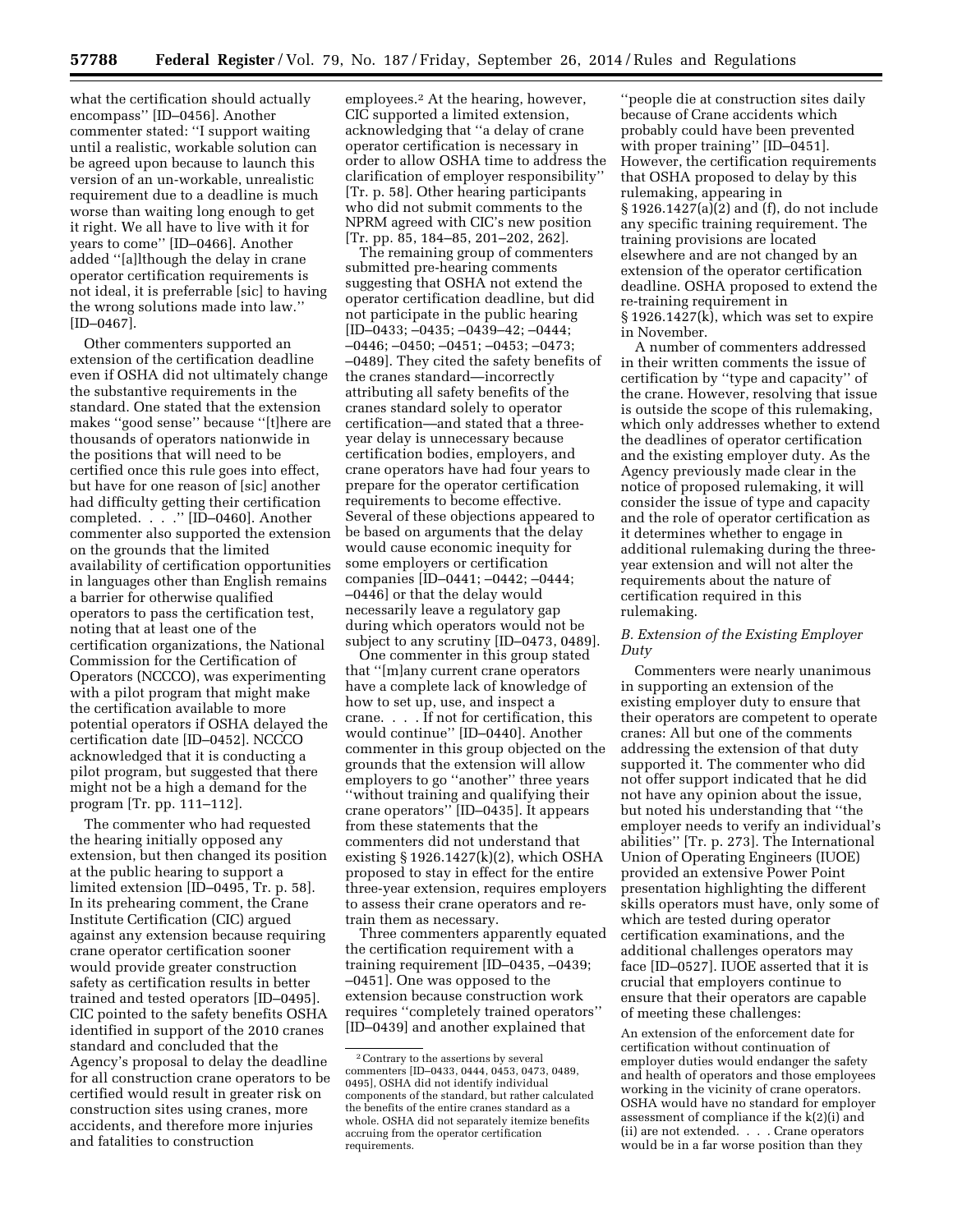what the certification should actually encompass'' [ID–0456]. Another commenter stated: ''I support waiting until a realistic, workable solution can be agreed upon because to launch this version of an un-workable, unrealistic requirement due to a deadline is much worse than waiting long enough to get it right. We all have to live with it for years to come'' [ID–0466]. Another added ''[a]lthough the delay in crane operator certification requirements is not ideal, it is preferrable [sic] to having the wrong solutions made into law.'' [ID–0467].

Other commenters supported an extension of the certification deadline even if OSHA did not ultimately change the substantive requirements in the standard. One stated that the extension makes ''good sense'' because ''[t]here are thousands of operators nationwide in the positions that will need to be certified once this rule goes into effect, but have for one reason of [sic] another had difficulty getting their certification completed. . . .'' [ID–0460]. Another commenter also supported the extension on the grounds that the limited availability of certification opportunities in languages other than English remains a barrier for otherwise qualified operators to pass the certification test, noting that at least one of the certification organizations, the National Commission for the Certification of Operators (NCCCO), was experimenting with a pilot program that might make the certification available to more potential operators if OSHA delayed the certification date [ID–0452]. NCCCO acknowledged that it is conducting a pilot program, but suggested that there might not be a high a demand for the program [Tr. pp. 111–112].

The commenter who had requested the hearing initially opposed any extension, but then changed its position at the public hearing to support a limited extension [ID–0495, Tr. p. 58]. In its prehearing comment, the Crane Institute Certification (CIC) argued against any extension because requiring crane operator certification sooner would provide greater construction safety as certification results in better trained and tested operators [ID–0495]. CIC pointed to the safety benefits OSHA identified in support of the 2010 cranes standard and concluded that the Agency's proposal to delay the deadline for all construction crane operators to be certified would result in greater risk on construction sites using cranes, more accidents, and therefore more injuries and fatalities to construction employees.[2] At the hearing, however, CIC supported a limited extension, acknowledging that ''a delay of crane operator certification is necessary in order to allow OSHA time to address the clarification of employer responsibility'' [Tr. p. 58]. Other hearing participants who did not submit comments to the NPRM agreed with CIC's new position [Tr. pp. 85, 184–85, 201–202, 262].

The remaining group of commenters submitted pre-hearing comments suggesting that OSHA not extend the operator certification deadline, but did not participate in the public hearing [ID–0433; –0435; –0439–42; –0444; –0446; –0450; –0451; –0453; –0473; –0489]. They cited the safety benefits of the cranes standard—incorrectly attributing all safety benefits of the cranes standard solely to operator certification—and stated that a three-year delay is unnecessary because certification bodies, employers, and crane operators have had four years to prepare for the operator certification requirements to become effective. Several of these objections appeared to be based on arguments that the delay would cause economic inequity for some employers or certification companies [ID–0441; –0442; –0444; –0446] or that the delay would necessarily leave a regulatory gap during which operators would not be subject to any scrutiny [ID–0473, 0489].

One commenter in this group stated that ''[m]any current crane operators have a complete lack of knowledge of how to set up, use, and inspect a crane. . . . If not for certification, this would continue'' [ID–0440]. Another commenter in this group objected on the grounds that the extension will allow employers to go ''another'' three years ''without training and qualifying their crane operators'' [ID–0435]. It appears from these statements that the commenters did not understand that existing § 1926.1427(k)(2), which OSHA proposed to stay in effect for the entire three-year extension, requires employers to assess their crane operators and re-train them as necessary.

Three commenters apparently equated the certification requirement with a training requirement [ID–0435, –0439; –0451]. One was opposed to the extension because construction work requires ''completely trained operators'' [ID–0439] and another explained that ''people die at construction sites daily because of Crane accidents which probably could have been prevented with proper training'' [ID–0451]. However, the certification requirements that OSHA proposed to delay by this rulemaking, appearing in § 1926.1427(a)(2) and (f), do not include any specific training requirement. The training provisions are located elsewhere and are not changed by an extension of the operator certification deadline. OSHA proposed to extend the re-training requirement in § 1926.1427(k), which was set to expire in November.

A number of commenters addressed in their written comments the issue of certification by ''type and capacity'' of the crane. However, resolving that issue is outside the scope of this rulemaking, which only addresses whether to extend the deadlines of operator certification and the existing employer duty. As the Agency previously made clear in the notice of proposed rulemaking, it will consider the issue of type and capacity and the role of operator certification as it determines whether to engage in additional rulemaking during the three-year extension and will not alter the requirements about the nature of certification required in this rulemaking.

### *B. Extension of the Existing Employer Duty*

Commenters were nearly unanimous in supporting an extension of the existing employer duty to ensure that their operators are competent to operate cranes: All but one of the comments addressing the extension of that duty supported it. The commenter who did not offer support indicated that he did not have any opinion about the issue, but noted his understanding that ''the employer needs to verify an individual's abilities'' [Tr. p. 273]. The International Union of Operating Engineers (IUOE) provided an extensive Power Point presentation highlighting the different skills operators must have, only some of which are tested during operator certification examinations, and the additional challenges operators may face [ID–0527]. IUOE asserted that it is crucial that employers continue to ensure that their operators are capable of meeting these challenges:

> An extension of the enforcement date for certification without continuation of employer duties would endanger the safety and health of operators and those employees working in the vicinity of crane operators. OSHA would have no standard for employer assessment of compliance if the k(2)(i) and (ii) are not extended. . . . Crane operators would be in a far worse position than they

---

[2] Contrary to the assertions by several commenters [ID–0433, 0444, 0453, 0473, 0489, 0495], OSHA did not identify individual components of the standard, but rather calculated the benefits of the entire cranes standard as a whole. OSHA did not separately itemize benefits accruing from the operator certification requirements.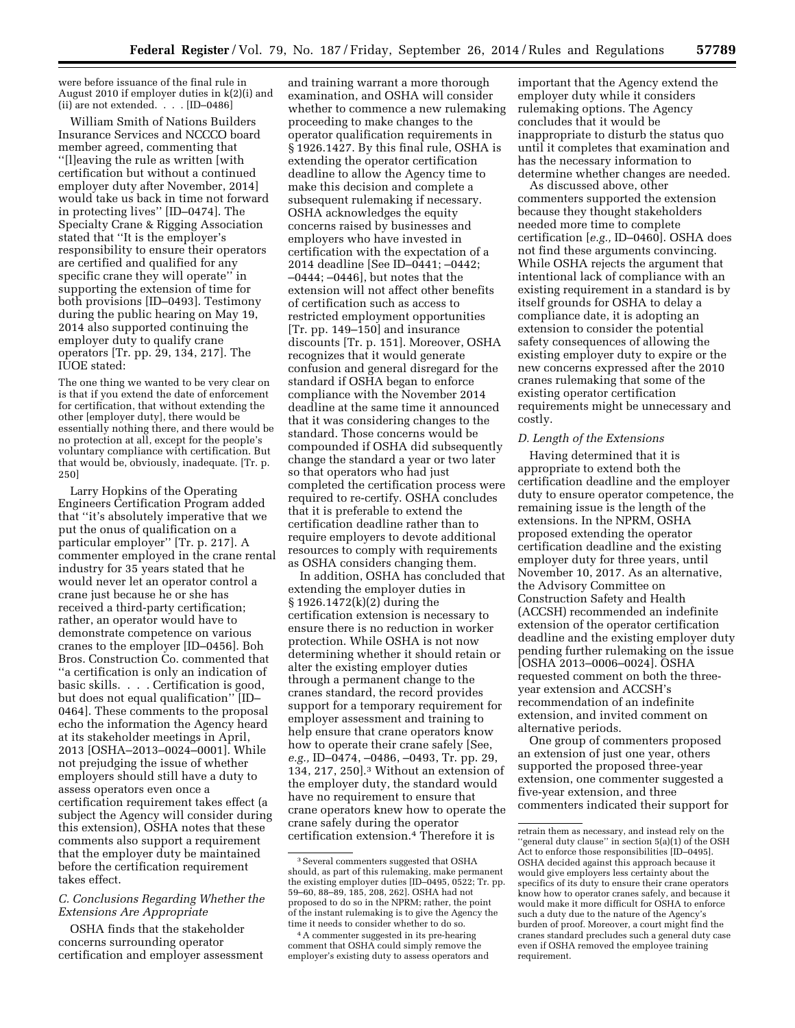were before issuance of the final rule in August 2010 if employer duties in k(2)(i) and (ii) are not extended. . . . [ID–0486]

William Smith of Nations Builders Insurance Services and NCCCO board member agreed, commenting that "[l]eaving the rule as written [with certification but without a continued employer duty after November, 2014] would take us back in time not forward in protecting lives" [ID–0474]. The Specialty Crane & Rigging Association stated that "It is the employer's responsibility to ensure their operators are certified and qualified for any specific crane they will operate" in supporting the extension of time for both provisions [ID–0493]. Testimony during the public hearing on May 19, 2014 also supported continuing the employer duty to qualify crane operators [Tr. pp. 29, 134, 217]. The IUOE stated:

> The one thing we wanted to be very clear on is that if you extend the date of enforcement for certification, that without extending the other [employer duty], there would be essentially nothing there, and there would be no protection at all, except for the people's voluntary compliance with certification. But that would be, obviously, inadequate. [Tr. p. 250]

Larry Hopkins of the Operating Engineers Certification Program added that "it's absolutely imperative that we put the onus of qualification on a particular employer" [Tr. p. 217]. A commenter employed in the crane rental industry for 35 years stated that he would never let an operator control a crane just because he or she has received a third-party certification; rather, an operator would have to demonstrate competence on various cranes to the employer [ID–0456]. Boh Bros. Construction Co. commented that "a certification is only an indication of basic skills. . . . Certification is good, but does not equal qualification" [ID–0464]. These comments to the proposal echo the information the Agency heard at its stakeholder meetings in April, 2013 [OSHA–2013–0024–0001]. While not prejudging the issue of whether employers should still have a duty to assess operators even once a certification requirement takes effect (a subject the Agency will consider during this extension), OSHA notes that these comments also support a requirement that the employer duty be maintained before the certification requirement takes effect.

### C. Conclusions Regarding Whether the Extensions Are Appropriate

OSHA finds that the stakeholder concerns surrounding operator certification and employer assessment and training warrant a more thorough examination, and OSHA will consider whether to commence a new rulemaking proceeding to make changes to the operator qualification requirements in § 1926.1427. By this final rule, OSHA is extending the operator certification deadline to allow the Agency time to make this decision and complete a subsequent rulemaking if necessary. OSHA acknowledges the equity concerns raised by businesses and employers who have invested in certification with the expectation of a 2014 deadline [See ID–0441; –0442; –0444; –0446], but notes that the extension will not affect other benefits of certification such as access to restricted employment opportunities [Tr. pp. 149–150] and insurance discounts [Tr. p. 151]. Moreover, OSHA recognizes that it would generate confusion and general disregard for the standard if OSHA began to enforce compliance with the November 2014 deadline at the same time it announced that it was considering changes to the standard. Those concerns would be compounded if OSHA did subsequently change the standard a year or two later so that operators who had just completed the certification process were required to re-certify. OSHA concludes that it is preferable to extend the certification deadline rather than to require employers to devote additional resources to comply with requirements as OSHA considers changing them.

In addition, OSHA has concluded that extending the employer duties in § 1926.1472(k)(2) during the certification extension is necessary to ensure there is no reduction in worker protection. While OSHA is not now determining whether it should retain or alter the existing employer duties through a permanent change to the cranes standard, the record provides support for a temporary requirement for employer assessment and training to help ensure that crane operators know how to operate their crane safely [See, *e.g.,* ID–0474, –0486, –0493, Tr. pp. 29, 134, 217, 250].[3] Without an extension of the employer duty, the standard would have no requirement to ensure that crane operators knew how to operate the crane safely during the operator certification extension.[4] Therefore it is important that the Agency extend the employer duty while it considers rulemaking options. The Agency concludes that it would be inappropriate to disturb the status quo until it completes that examination and has the necessary information to determine whether changes are needed.

As discussed above, other commenters supported the extension because they thought stakeholders needed more time to complete certification [*e.g.,* ID–0460]. OSHA does not find these arguments convincing. While OSHA rejects the argument that intentional lack of compliance with an existing requirement in a standard is by itself grounds for OSHA to delay a compliance date, it is adopting an extension to consider the potential safety consequences of allowing the existing employer duty to expire or the new concerns expressed after the 2010 cranes rulemaking that some of the existing operator certification requirements might be unnecessary and costly.

### D. Length of the Extensions

Having determined that it is appropriate to extend both the certification deadline and the employer duty to ensure operator competence, the remaining issue is the length of the extensions. In the NPRM, OSHA proposed extending the operator certification deadline and the existing employer duty for three years, until November 10, 2017. As an alternative, the Advisory Committee on Construction Safety and Health (ACCSH) recommended an indefinite extension of the operator certification deadline and the existing employer duty pending further rulemaking on the issue [OSHA 2013–0006–0024]. OSHA requested comment on both the three-year extension and ACCSH's recommendation of an indefinite extension, and invited comment on alternative periods.

One group of commenters proposed an extension of just one year, others supported the proposed three-year extension, one commenter suggested a five-year extension, and three commenters indicated their support for

---

[3] Several commenters suggested that OSHA should, as part of this rulemaking, make permanent the existing employer duties [ID–0495, 0522; Tr. pp. 59–60, 88–89, 185, 208, 262]. OSHA had not proposed to do so in the NPRM; rather, the point of the instant rulemaking is to give the Agency the time it needs to consider whether to do so.

[4] A commenter suggested in its pre-hearing comment that OSHA could simply remove the employer's existing duty to assess operators and retrain them as necessary, and instead rely on the "general duty clause" in section 5(a)(1) of the OSH Act to enforce those responsibilities [ID–0495]. OSHA decided against this approach because it would give employers less certainty about the specifics of its duty to ensure their crane operators know how to operator cranes safely, and because it would make it more difficult for OSHA to enforce such a duty due to the nature of the Agency's burden of proof. Moreover, a court might find the cranes standard precludes such a general duty case even if OSHA removed the employee training requirement.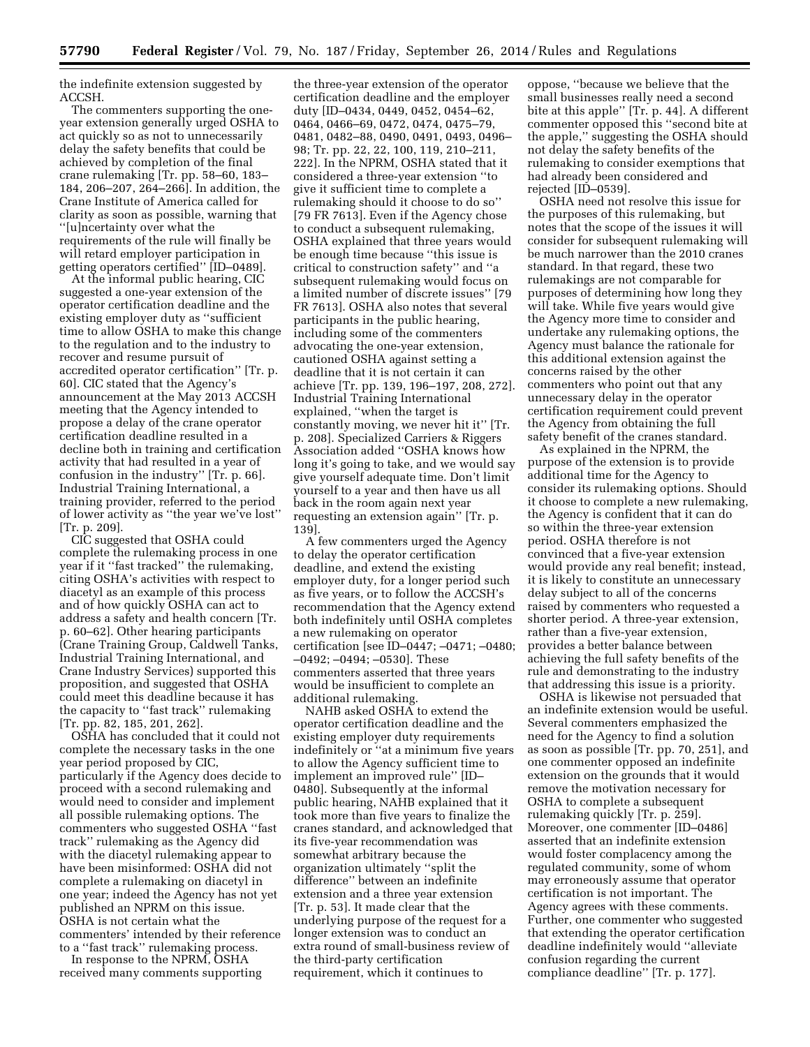the indefinite extension suggested by ACCSH.

The commenters supporting the one-year extension generally urged OSHA to act quickly so as not to unnecessarily delay the safety benefits that could be achieved by completion of the final crane rulemaking [Tr. pp. 58–60, 183–184, 206–207, 264–266]. In addition, the Crane Institute of America called for clarity as soon as possible, warning that ''[u]ncertainty over what the requirements of the rule will finally be will retard employer participation in getting operators certified'' [ID–0489].

At the informal public hearing, CIC suggested a one-year extension of the operator certification deadline and the existing employer duty as ''sufficient time to allow OSHA to make this change to the regulation and to the industry to recover and resume pursuit of accredited operator certification'' [Tr. p. 60]. CIC stated that the Agency's announcement at the May 2013 ACCSH meeting that the Agency intended to propose a delay of the crane operator certification deadline resulted in a decline both in training and certification activity that had resulted in a year of confusion in the industry'' [Tr. p. 66]. Industrial Training International, a training provider, referred to the period of lower activity as ''the year we've lost'' [Tr. p. 209].

CIC suggested that OSHA could complete the rulemaking process in one year if it ''fast tracked'' the rulemaking, citing OSHA's activities with respect to diacetyl as an example of this process and of how quickly OSHA can act to address a safety and health concern [Tr. p. 60–62]. Other hearing participants (Crane Training Group, Caldwell Tanks, Industrial Training International, and Crane Industry Services) supported this proposition, and suggested that OSHA could meet this deadline because it has the capacity to ''fast track'' rulemaking [Tr. pp. 82, 185, 201, 262].

OSHA has concluded that it could not complete the necessary tasks in the one year period proposed by CIC, particularly if the Agency does decide to proceed with a second rulemaking and would need to consider and implement all possible rulemaking options. The commenters who suggested OSHA ''fast track'' rulemaking as the Agency did with the diacetyl rulemaking appear to have been misinformed: OSHA did not complete a rulemaking on diacetyl in one year; indeed the Agency has not yet published an NPRM on this issue. OSHA is not certain what the commenters' intended by their reference to a ''fast track'' rulemaking process.

In response to the NPRM, OSHA received many comments supporting the three-year extension of the operator certification deadline and the employer duty [ID–0434, 0449, 0452, 0454–62, 0464, 0466–69, 0472, 0474, 0475–79, 0481, 0482–88, 0490, 0491, 0493, 0496–98; Tr. pp. 22, 22, 100, 119, 210–211, 222]. In the NPRM, OSHA stated that it considered a three-year extension ''to give it sufficient time to complete a rulemaking should it choose to do so'' [79 FR 7613]. Even if the Agency chose to conduct a subsequent rulemaking, OSHA explained that three years would be enough time because ''this issue is critical to construction safety'' and ''a subsequent rulemaking would focus on a limited number of discrete issues'' [79 FR 7613]. OSHA also notes that several participants in the public hearing, including some of the commenters advocating the one-year extension, cautioned OSHA against setting a deadline that it is not certain it can achieve [Tr. pp. 139, 196–197, 208, 272]. Industrial Training International explained, ''when the target is constantly moving, we never hit it'' [Tr. p. 208]. Specialized Carriers & Riggers Association added ''OSHA knows how long it's going to take, and we would say give yourself adequate time. Don't limit yourself to a year and then have us all back in the room again next year requesting an extension again'' [Tr. p. 139].

A few commenters urged the Agency to delay the operator certification deadline, and extend the existing employer duty, for a longer period such as five years, or to follow the ACCSH's recommendation that the Agency extend both indefinitely until OSHA completes a new rulemaking on operator certification [see ID–0447; –0471; –0480; –0492; –0494; –0530]. These commenters asserted that three years would be insufficient to complete an additional rulemaking.

NAHB asked OSHA to extend the operator certification deadline and the existing employer duty requirements indefinitely or ''at a minimum five years to allow the Agency sufficient time to implement an improved rule'' [ID–0480]. Subsequently at the informal public hearing, NAHB explained that it took more than five years to finalize the cranes standard, and acknowledged that its five-year recommendation was somewhat arbitrary because the organization ultimately ''split the difference'' between an indefinite extension and a three year extension [Tr. p. 53]. It made clear that the underlying purpose of the request for a longer extension was to conduct an extra round of small-business review of the third-party certification requirement, which it continues to oppose, ''because we believe that the small businesses really need a second bite at this apple'' [Tr. p. 44]. A different commenter opposed this ''second bite at the apple,'' suggesting the OSHA should not delay the safety benefits of the rulemaking to consider exemptions that had already been considered and rejected [ID–0539].

OSHA need not resolve this issue for the purposes of this rulemaking, but notes that the scope of the issues it will consider for subsequent rulemaking will be much narrower than the 2010 cranes standard. In that regard, these two rulemakings are not comparable for purposes of determining how long they will take. While five years would give the Agency more time to consider and undertake any rulemaking options, the Agency must balance the rationale for this additional extension against the concerns raised by the other commenters who point out that any unnecessary delay in the operator certification requirement could prevent the Agency from obtaining the full safety benefit of the cranes standard.

As explained in the NPRM, the purpose of the extension is to provide additional time for the Agency to consider its rulemaking options. Should it choose to complete a new rulemaking, the Agency is confident that it can do so within the three-year extension period. OSHA therefore is not convinced that a five-year extension would provide any real benefit; instead, it is likely to constitute an unnecessary delay subject to all of the concerns raised by commenters who requested a shorter period. A three-year extension, rather than a five-year extension, provides a better balance between achieving the full safety benefits of the rule and demonstrating to the industry that addressing this issue is a priority.

OSHA is likewise not persuaded that an indefinite extension would be useful. Several commenters emphasized the need for the Agency to find a solution as soon as possible [Tr. pp. 70, 251], and one commenter opposed an indefinite extension on the grounds that it would remove the motivation necessary for OSHA to complete a subsequent rulemaking quickly [Tr. p. 259]. Moreover, one commenter [ID–0486] asserted that an indefinite extension would foster complacency among the regulated community, some of whom may erroneously assume that operator certification is not important. The Agency agrees with these comments. Further, one commenter who suggested that extending the operator certification deadline indefinitely would ''alleviate confusion regarding the current compliance deadline'' [Tr. p. 177].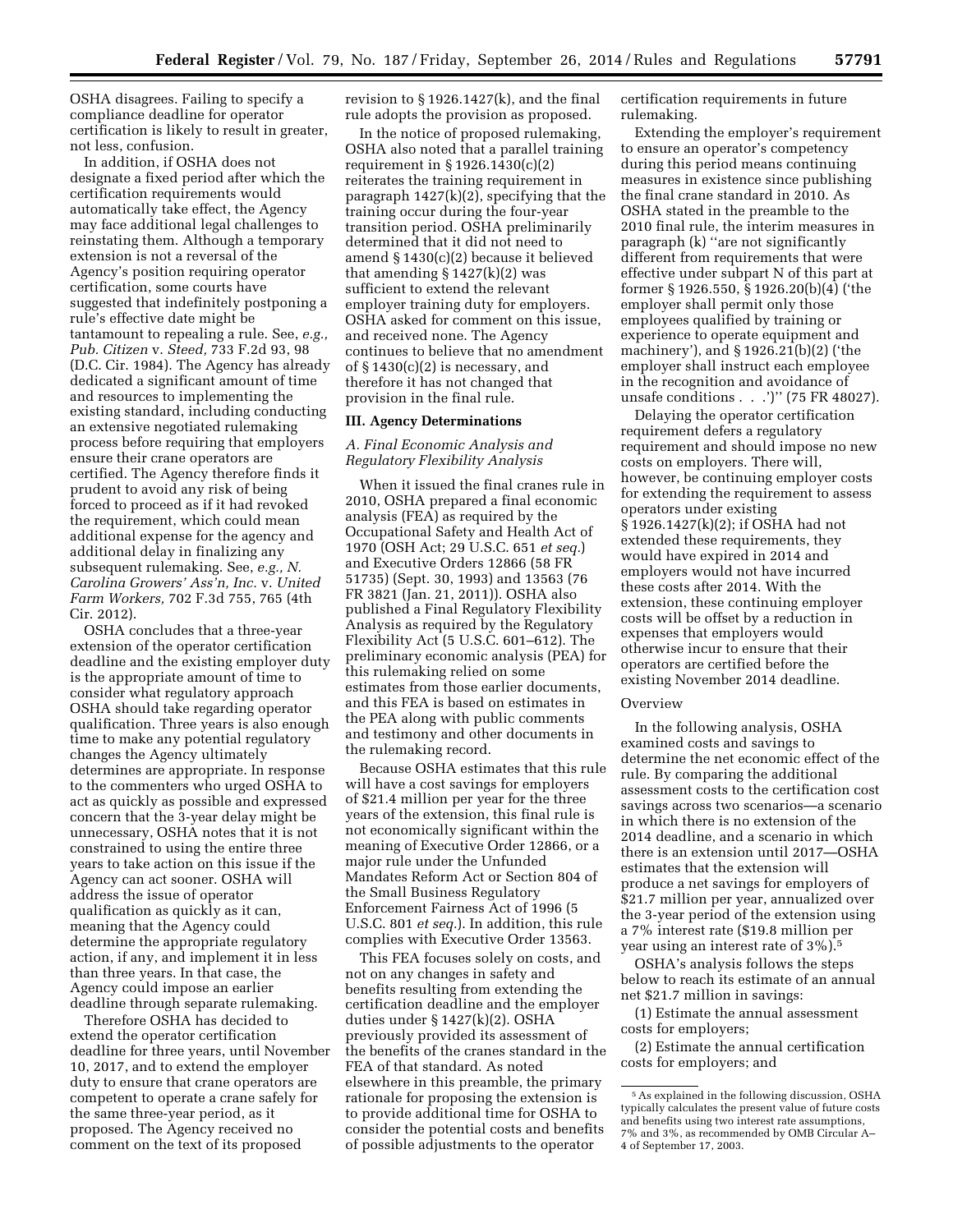OSHA disagrees. Failing to specify a compliance deadline for operator certification is likely to result in greater, not less, confusion.

In addition, if OSHA does not designate a fixed period after which the certification requirements would automatically take effect, the Agency may face additional legal challenges to reinstating them. Although a temporary extension is not a reversal of the Agency's position requiring operator certification, some courts have suggested that indefinitely postponing a rule's effective date might be tantamount to repealing a rule. See, *e.g., Pub. Citizen* v. *Steed,* 733 F.2d 93, 98 (D.C. Cir. 1984). The Agency has already dedicated a significant amount of time and resources to implementing the existing standard, including conducting an extensive negotiated rulemaking process before requiring that employers ensure their crane operators are certified. The Agency therefore finds it prudent to avoid any risk of being forced to proceed as if it had revoked the requirement, which could mean additional expense for the agency and additional delay in finalizing any subsequent rulemaking. See, *e.g., N. Carolina Growers' Ass'n, Inc.* v. *United Farm Workers,* 702 F.3d 755, 765 (4th Cir. 2012).

OSHA concludes that a three-year extension of the operator certification deadline and the existing employer duty is the appropriate amount of time to consider what regulatory approach OSHA should take regarding operator qualification. Three years is also enough time to make any potential regulatory changes the Agency ultimately determines are appropriate. In response to the commenters who urged OSHA to act as quickly as possible and expressed concern that the 3-year delay might be unnecessary, OSHA notes that it is not constrained to using the entire three years to take action on this issue if the Agency can act sooner. OSHA will address the issue of operator qualification as quickly as it can, meaning that the Agency could determine the appropriate regulatory action, if any, and implement it in less than three years. In that case, the Agency could impose an earlier deadline through separate rulemaking.

Therefore OSHA has decided to extend the operator certification deadline for three years, until November 10, 2017, and to extend the employer duty to ensure that crane operators are competent to operate a crane safely for the same three-year period, as it proposed. The Agency received no comment on the text of its proposed revision to § 1926.1427(k), and the final rule adopts the provision as proposed.

In the notice of proposed rulemaking, OSHA also noted that a parallel training requirement in § 1926.1430(c)(2) reiterates the training requirement in paragraph 1427(k)(2), specifying that the training occur during the four-year transition period. OSHA preliminarily determined that it did not need to amend § 1430(c)(2) because it believed that amending § 1427(k)(2) was sufficient to extend the relevant employer training duty for employers. OSHA asked for comment on this issue, and received none. The Agency continues to believe that no amendment of § 1430(c)(2) is necessary, and therefore it has not changed that provision in the final rule.

## III. Agency Determinations

### *A. Final Economic Analysis and Regulatory Flexibility Analysis*

When it issued the final cranes rule in 2010, OSHA prepared a final economic analysis (FEA) as required by the Occupational Safety and Health Act of 1970 (OSH Act; 29 U.S.C. 651 *et seq.*) and Executive Orders 12866 (58 FR 51735) (Sept. 30, 1993) and 13563 (76 FR 3821 (Jan. 21, 2011)). OSHA also published a Final Regulatory Flexibility Analysis as required by the Regulatory Flexibility Act (5 U.S.C. 601–612). The preliminary economic analysis (PEA) for this rulemaking relied on some estimates from those earlier documents, and this FEA is based on estimates in the PEA along with public comments and testimony and other documents in the rulemaking record.

Because OSHA estimates that this rule will have a cost savings for employers of $21.4 million per year for the three years of the extension, this final rule is not economically significant within the meaning of Executive Order 12866, or a major rule under the Unfunded Mandates Reform Act or Section 804 of the Small Business Regulatory Enforcement Fairness Act of 1996 (5 U.S.C. 801 *et seq.*). In addition, this rule complies with Executive Order 13563.

This FEA focuses solely on costs, and not on any changes in safety and benefits resulting from extending the certification deadline and the employer duties under § 1427(k)(2). OSHA previously provided its assessment of the benefits of the cranes standard in the FEA of that standard. As noted elsewhere in this preamble, the primary rationale for proposing the extension is to provide additional time for OSHA to consider the potential costs and benefits of possible adjustments to the operator certification requirements in future rulemaking.

Extending the employer's requirement to ensure an operator's competency during this period means continuing measures in existence since publishing the final crane standard in 2010. As OSHA stated in the preamble to the 2010 final rule, the interim measures in paragraph (k) "are not significantly different from requirements that were effective under subpart N of this part at former § 1926.550, § 1926.20(b)(4) ('the employer shall permit only those employees qualified by training or experience to operate equipment and machinery'), and § 1926.21(b)(2) ('the employer shall instruct each employee in the recognition and avoidance of unsafe conditions . . .')" (75 FR 48027).

Delaying the operator certification requirement defers a regulatory requirement and should impose no new costs on employers. There will, however, be continuing employer costs for extending the requirement to assess operators under existing § 1926.1427(k)(2); if OSHA had not extended these requirements, they would have expired in 2014 and employers would not have incurred these costs after 2014. With the extension, these continuing employer costs will be offset by a reduction in expenses that employers would otherwise incur to ensure that their operators are certified before the existing November 2014 deadline.

#### Overview

In the following analysis, OSHA examined costs and savings to determine the net economic effect of the rule. By comparing the additional assessment costs to the certification cost savings across two scenarios—a scenario in which there is no extension of the 2014 deadline, and a scenario in which there is an extension until 2017—OSHA estimates that the extension will produce a net savings for employers of $21.7 million per year, annualized over the 3-year period of the extension using a 7% interest rate ($19.8 million per year using an interest rate of 3%).[5]

OSHA's analysis follows the steps below to reach its estimate of an annual net $21.7 million in savings:

(1) Estimate the annual assessment costs for employers;

(2) Estimate the annual certification costs for employers; and

[5] As explained in the following discussion, OSHA typically calculates the present value of future costs and benefits using two interest rate assumptions, 7% and 3%, as recommended by OMB Circular A–4 of September 17, 2003.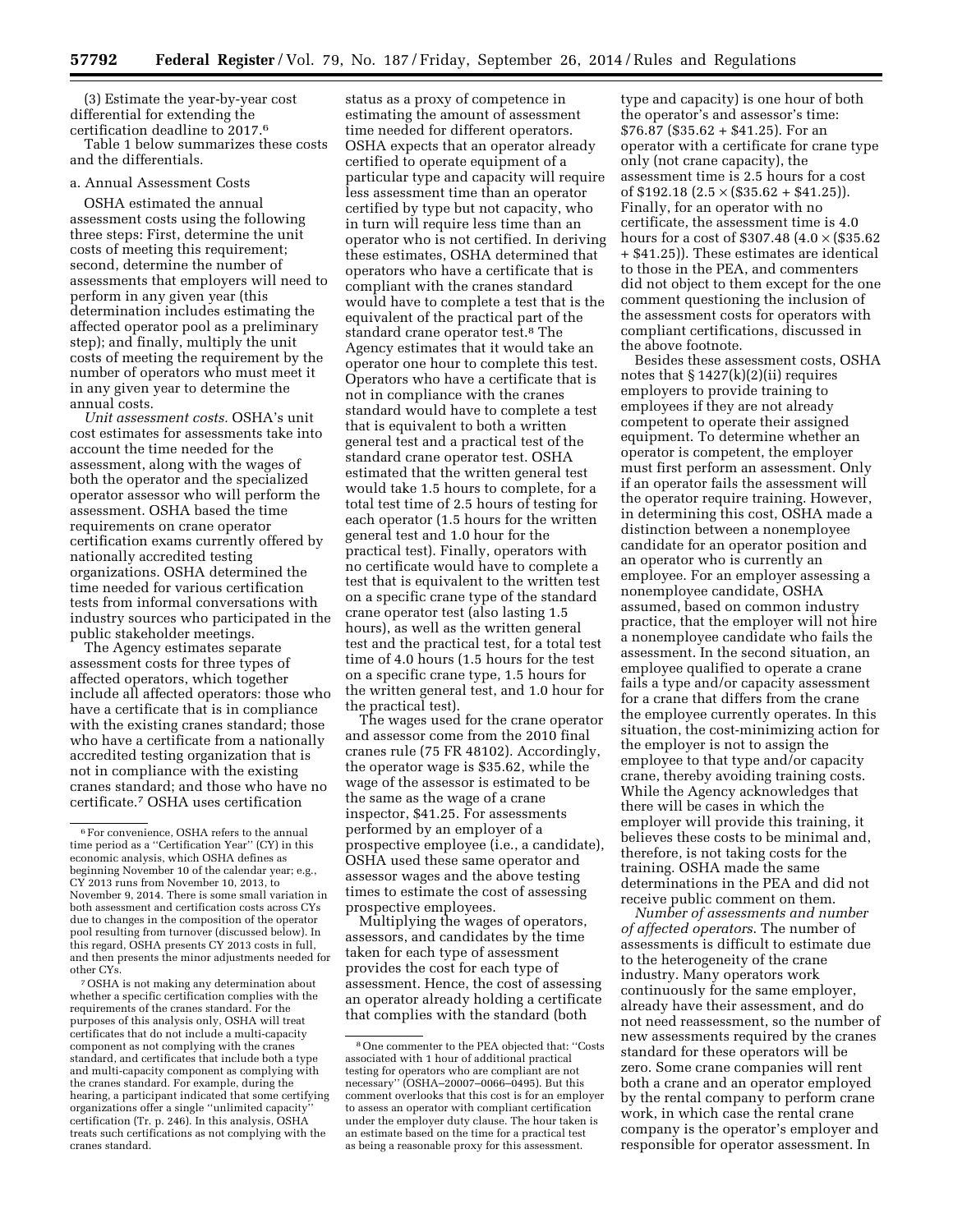(3) Estimate the year-by-year cost differential for extending the certification deadline to 2017.[6]

Table 1 below summarizes these costs and the differentials.

a. Annual Assessment Costs

OSHA estimated the annual assessment costs using the following three steps: First, determine the unit costs of meeting this requirement; second, determine the number of assessments that employers will need to perform in any given year (this determination includes estimating the affected operator pool as a preliminary step); and finally, multiply the unit costs of meeting the requirement by the number of operators who must meet it in any given year to determine the annual costs.

*Unit assessment costs.* OSHA's unit cost estimates for assessments take into account the time needed for the assessment, along with the wages of both the operator and the specialized operator assessor who will perform the assessment. OSHA based the time requirements on crane operator certification exams currently offered by nationally accredited testing organizations. OSHA determined the time needed for various certification tests from informal conversations with industry sources who participated in the public stakeholder meetings.

The Agency estimates separate assessment costs for three types of affected operators, which together include all affected operators: those who have a certificate that is in compliance with the existing cranes standard; those who have a certificate from a nationally accredited testing organization that is not in compliance with the existing cranes standard; and those who have no certificate.[7] OSHA uses certification status as a proxy of competence in estimating the amount of assessment time needed for different operators. OSHA expects that an operator already certified to operate equipment of a particular type and capacity will require less assessment time than an operator certified by type but not capacity, who in turn will require less time than an operator who is not certified. In deriving these estimates, OSHA determined that operators who have a certificate that is compliant with the cranes standard would have to complete a test that is the equivalent of the practical part of the standard crane operator test.[8] The Agency estimates that it would take an operator one hour to complete this test. Operators who have a certificate that is not in compliance with the cranes standard would have to complete a test that is equivalent to both a written general test and a practical test of the standard crane operator test. OSHA estimated that the written general test would take 1.5 hours to complete, for a total test time of 2.5 hours of testing for each operator (1.5 hours for the written general test and 1.0 hour for the practical test). Finally, operators with no certificate would have to complete a test that is equivalent to the written test on a specific crane type of the standard crane operator test (also lasting 1.5 hours), as well as the written general test and the practical test, for a total test time of 4.0 hours (1.5 hours for the test on a specific crane type, 1.5 hours for the written general test, and 1.0 hour for the practical test).

The wages used for the crane operator and assessor come from the 2010 final cranes rule (75 FR 48102). Accordingly, the operator wage is $35.62, while the wage of the assessor is estimated to be the same as the wage of a crane inspector, $41.25. For assessments performed by an employer of a prospective employee (i.e., a candidate), OSHA used these same operator and assessor wages and the above testing times to estimate the cost of assessing prospective employees.

Multiplying the wages of operators, assessors, and candidates by the time taken for each type of assessment provides the cost for each type of assessment. Hence, the cost of assessing an operator already holding a certificate that complies with the standard (both type and capacity) is one hour of both the operator's and assessor's time: $76.87 ($35.62 + $41.25). For an operator with a certificate for crane type only (not crane capacity), the assessment time is 2.5 hours for a cost of $192.18 ($2.5 \times$ ($35.62 + $41.25)). Finally, for an operator with no certificate, the assessment time is 4.0 hours for a cost of $307.48 ($4.0 \times$ ($35.62 + $41.25)). These estimates are identical to those in the PEA, and commenters did not object to them except for the one comment questioning the inclusion of the assessment costs for operators with compliant certifications, discussed in the above footnote.

Besides these assessment costs, OSHA notes that § 1427(k)(2)(ii) requires employers to provide training to employees if they are not already competent to operate their assigned equipment. To determine whether an operator is competent, the employer must first perform an assessment. Only if an operator fails the assessment will the operator require training. However, in determining this cost, OSHA made a distinction between a nonemployee candidate for an operator position and an operator who is currently an employee. For an employer assessing a nonemployee candidate, OSHA assumed, based on common industry practice, that the employer will not hire a nonemployee candidate who fails the assessment. In the second situation, an employee qualified to operate a crane fails a type and/or capacity assessment for a crane that differs from the crane the employee currently operates. In this situation, the cost-minimizing action for the employer is not to assign the employee to that type and/or capacity crane, thereby avoiding training costs. While the Agency acknowledges that there will be cases in which the employer will provide this training, it believes these costs to be minimal and, therefore, is not taking costs for the training. OSHA made the same determinations in the PEA and did not receive public comment on them.

*Number of assessments and number of affected operators.* The number of assessments is difficult to estimate due to the heterogeneity of the crane industry. Many operators work continuously for the same employer, already have their assessment, and do not need reassessment, so the number of new assessments required by the cranes standard for these operators will be zero. Some crane companies will rent both a crane and an operator employed by the rental company to perform crane work, in which case the rental crane company is the operator's employer and responsible for operator assessment. In

---

[6] For convenience, OSHA refers to the annual time period as a "Certification Year" (CY) in this economic analysis, which OSHA defines as beginning November 10 of the calendar year; e.g., CY 2013 runs from November 10, 2013, to November 9, 2014. There is some small variation in both assessment and certification costs across CYs due to changes in the composition of the operator pool resulting from turnover (discussed below). In this regard, OSHA presents CY 2013 costs in full, and then presents the minor adjustments needed for other CYs.

[7] OSHA is not making any determination about whether a specific certification complies with the requirements of the cranes standard. For the purposes of this analysis only, OSHA will treat certificates that do not include a multi-capacity component as not complying with the cranes standard, and certificates that include both a type and multi-capacity component as complying with the cranes standard. For example, during the hearing, a participant indicated that some certifying organizations offer a single "unlimited capacity" certification (Tr. p. 246). In this analysis, OSHA treats such certifications as not complying with the cranes standard.

[8] One commenter to the PEA objected that: "Costs associated with 1 hour of additional practical testing for operators who are compliant are not necessary" (OSHA–20007–0066–0495). But this comment overlooks that this cost is for an employer to assess an operator with compliant certification under the employer duty clause. The hour taken is an estimate based on the time for a practical test as being a reasonable proxy for this assessment.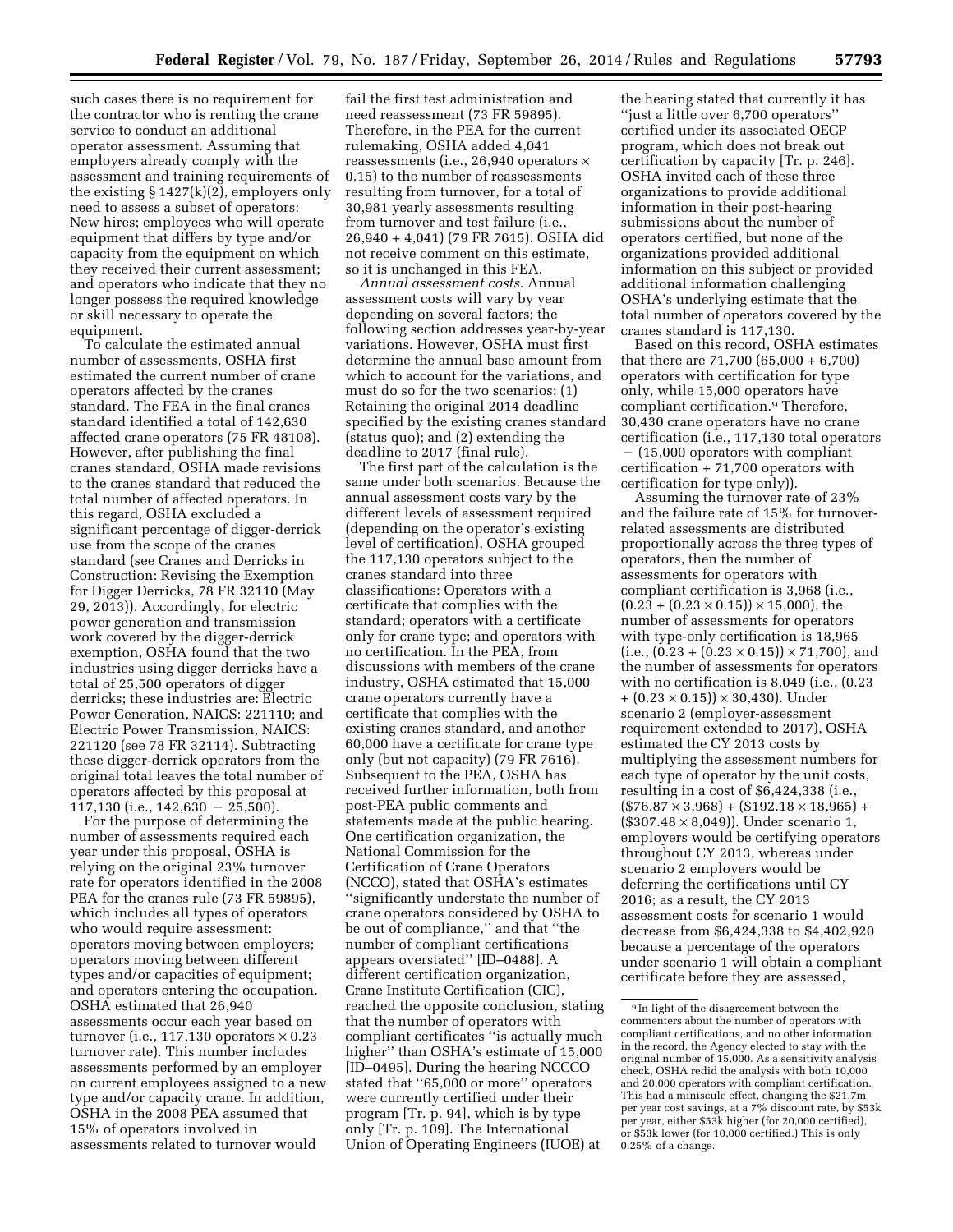such cases there is no requirement for the contractor who is renting the crane service to conduct an additional operator assessment. Assuming that employers already comply with the assessment and training requirements of the existing § 1427(k)(2), employers only need to assess a subset of operators: New hires; employees who will operate equipment that differs by type and/or capacity from the equipment on which they received their current assessment; and operators who indicate that they no longer possess the required knowledge or skill necessary to operate the equipment.

To calculate the estimated annual number of assessments, OSHA first estimated the current number of crane operators affected by the cranes standard. The FEA in the final cranes standard identified a total of 142,630 affected crane operators (75 FR 48108). However, after publishing the final cranes standard, OSHA made revisions to the cranes standard that reduced the total number of affected operators. In this regard, OSHA excluded a significant percentage of digger-derrick use from the scope of the cranes standard (see Cranes and Derricks in Construction: Revising the Exemption for Digger Derricks, 78 FR 32110 (May 29, 2013)). Accordingly, for electric power generation and transmission work covered by the digger-derrick exemption, OSHA found that the two industries using digger derricks have a total of 25,500 operators of digger derricks; these industries are: Electric Power Generation, NAICS: 221110; and Electric Power Transmission, NAICS: 221120 (see 78 FR 32114). Subtracting these digger-derrick operators from the original total leaves the total number of operators affected by this proposal at 117,130 (i.e., 142,630 − 25,500).

For the purpose of determining the number of assessments required each year under this proposal, OSHA is relying on the original 23% turnover rate for operators identified in the 2008 PEA for the cranes rule (73 FR 59895), which includes all types of operators who would require assessment: operators moving between employers; operators moving between different types and/or capacities of equipment; and operators entering the occupation. OSHA estimated that 26,940 assessments occur each year based on turnover (i.e., 117,130 operators × 0.23 turnover rate). This number includes assessments performed by an employer on current employees assigned to a new type and/or capacity crane. In addition, OSHA in the 2008 PEA assumed that 15% of operators involved in assessments related to turnover would fail the first test administration and need reassessment (73 FR 59895). Therefore, in the PEA for the current rulemaking, OSHA added 4,041 reassessments (i.e., 26,940 operators × 0.15) to the number of reassessments resulting from turnover, for a total of 30,981 yearly assessments resulting from turnover and test failure (i.e., 26,940 + 4,041) (79 FR 7615). OSHA did not receive comment on this estimate, so it is unchanged in this FEA.

*Annual assessment costs.* Annual assessment costs will vary by year depending on several factors; the following section addresses year-by-year variations. However, OSHA must first determine the annual base amount from which to account for the variations, and must do so for the two scenarios: (1) Retaining the original 2014 deadline specified by the existing cranes standard (status quo); and (2) extending the deadline to 2017 (final rule).

The first part of the calculation is the same under both scenarios. Because the annual assessment costs vary by the different levels of assessment required (depending on the operator's existing level of certification), OSHA grouped the 117,130 operators subject to the cranes standard into three classifications: Operators with a certificate that complies with the standard; operators with a certificate only for crane type; and operators with no certification. In the PEA, from discussions with members of the crane industry, OSHA estimated that 15,000 crane operators currently have a certificate that complies with the existing cranes standard, and another 60,000 have a certificate for crane type only (but not capacity) (79 FR 7616). Subsequent to the PEA, OSHA has received further information, both from post-PEA public comments and statements made at the public hearing. One certification organization, the National Commission for the Certification of Crane Operators (NCCCO), stated that OSHA's estimates "significantly understate the number of crane operators considered by OSHA to be out of compliance," and that "the number of compliant certifications appears overstated" [ID–0488]. A different certification organization, Crane Institute Certification (CIC), reached the opposite conclusion, stating that the number of operators with compliant certificates "is actually much higher" than OSHA's estimate of 15,000 [ID–0495]. During the hearing NCCCO stated that "65,000 or more" operators were currently certified under their program [Tr. p. 94], which is by type only [Tr. p. 109]. The International Union of Operating Engineers (IUOE) at the hearing stated that currently it has "just a little over 6,700 operators" certified under its associated OECP program, which does not break out certification by capacity [Tr. p. 246]. OSHA invited each of these three organizations to provide additional information in their post-hearing submissions about the number of operators certified, but none of the organizations provided additional information on this subject or provided additional information challenging OSHA's underlying estimate that the total number of operators covered by the cranes standard is 117,130.

Based on this record, OSHA estimates that there are 71,700 (65,000 + 6,700) operators with certification for type only, while 15,000 operators have compliant certification.[9] Therefore, 30,430 crane operators have no crane certification (i.e., 117,130 total operators − (15,000 operators with compliant certification + 71,700 operators with certification for type only)).

Assuming the turnover rate of 23% and the failure rate of 15% for turnover-related assessments are distributed proportionally across the three types of operators, then the number of assessments for operators with compliant certification is 3,968 (i.e., (0.23 + (0.23 × 0.15)) × 15,000), the number of assessments for operators with type-only certification is 18,965 (i.e., (0.23 + (0.23 × 0.15)) × 71,700), and the number of assessments for operators with no certification is 8,049 (i.e., (0.23 + (0.23 × 0.15)) × 30,430). Under scenario 2 (employer-assessment requirement extended to 2017), OSHA estimated the CY 2013 costs by multiplying the assessment numbers for each type of operator by the unit costs, resulting in a cost of $6,424,338 (i.e., ($76.87 × 3,968) + ($192.18 × 18,965) + ($307.48 × 8,049)). Under scenario 1, employers would be certifying operators throughout CY 2013, whereas under scenario 2 employers would be deferring the certifications until CY 2016; as a result, the CY 2013 assessment costs for scenario 1 would decrease from $6,424,338 to $4,402,920 because a percentage of the operators under scenario 1 will obtain a compliant certificate before they are assessed,

[9] In light of the disagreement between the commenters about the number of operators with compliant certifications, and no other information in the record, the Agency elected to stay with the original number of 15,000. As a sensitivity analysis check, OSHA redid the analysis with both 10,000 and 20,000 operators with compliant certification. This had a miniscule effect, changing the $21.7m per year cost savings, at a 7% discount rate, by $53k per year, either $53k higher (for 20,000 certified), or $53k lower (for 10,000 certified.) This is only 0.25% of a change.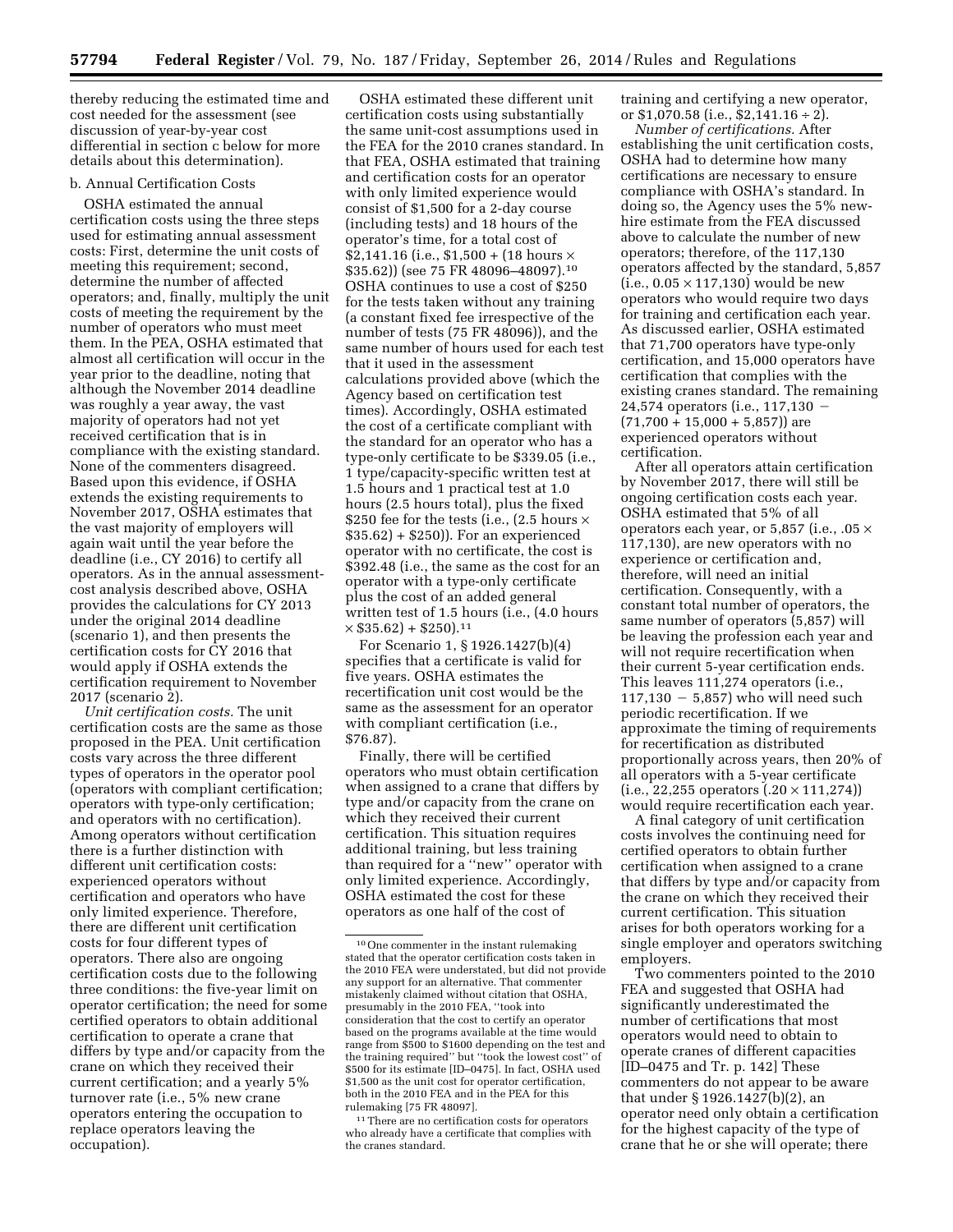thereby reducing the estimated time and cost needed for the assessment (see discussion of year-by-year cost differential in section c below for more details about this determination).

b. Annual Certification Costs

OSHA estimated the annual certification costs using the three steps used for estimating annual assessment costs: First, determine the unit costs of meeting this requirement; second, determine the number of affected operators; and, finally, multiply the unit costs of meeting the requirement by the number of operators who must meet them. In the PEA, OSHA estimated that almost all certification will occur in the year prior to the deadline, noting that although the November 2014 deadline was roughly a year away, the vast majority of operators had not yet received certification that is in compliance with the existing standard. None of the commenters disagreed. Based upon this evidence, if OSHA extends the existing requirements to November 2017, OSHA estimates that the vast majority of employers will again wait until the year before the deadline (i.e., CY 2016) to certify all operators. As in the annual assessment-cost analysis described above, OSHA provides the calculations for CY 2013 under the original 2014 deadline (scenario 1), and then presents the certification costs for CY 2016 that would apply if OSHA extends the certification requirement to November 2017 (scenario 2).

*Unit certification costs.* The unit certification costs are the same as those proposed in the PEA. Unit certification costs vary across the three different types of operators in the operator pool (operators with compliant certification; operators with type-only certification; and operators with no certification). Among operators without certification there is a further distinction with different unit certification costs: experienced operators without certification and operators who have only limited experience. Therefore, there are different unit certification costs for four different types of operators. There also are ongoing certification costs due to the following three conditions: the five-year limit on operator certification; the need for some certified operators to obtain additional certification to operate a crane that differs by type and/or capacity from the crane on which they received their current certification; and a yearly 5% turnover rate (i.e., 5% new crane operators entering the occupation to replace operators leaving the occupation).

OSHA estimated these different unit certification costs using substantially the same unit-cost assumptions used in the FEA for the 2010 cranes standard. In that FEA, OSHA estimated that training and certification costs for an operator with only limited experience would consist of $1,500 for a 2-day course (including tests) and 18 hours of the operator's time, for a total cost of $2,141.16 (i.e., $1,500 + (18 hours × $35.62)) (see 75 FR 48096–48097).[10] OSHA continues to use a cost of $250 for the tests taken without any training (a constant fixed fee irrespective of the number of tests (75 FR 48096)), and the same number of hours used for each test that it used in the assessment calculations provided above (which the Agency based on certification test times). Accordingly, OSHA estimated the cost of a certificate compliant with the standard for an operator who has a type-only certificate to be $339.05 (i.e., 1 type/capacity-specific written test at 1.5 hours and 1 practical test at 1.0 hours (2.5 hours total), plus the fixed $250 fee for the tests (i.e., (2.5 hours × $35.62) + $250)). For an experienced operator with no certificate, the cost is $392.48 (i.e., the same as the cost for an operator with a type-only certificate plus the cost of an added general written test of 1.5 hours (i.e., (4.0 hours × $35.62) + $250).[11]

For Scenario 1, § 1926.1427(b)(4) specifies that a certificate is valid for five years. OSHA estimates the recertification unit cost would be the same as the assessment for an operator with compliant certification (i.e., $76.87).

Finally, there will be certified operators who must obtain certification when assigned to a crane that differs by type and/or capacity from the crane on which they received their current certification. This situation requires additional training, but less training than required for a "new" operator with only limited experience. Accordingly, OSHA estimated the cost for these operators as one half of the cost of training and certifying a new operator, or $1,070.58 (i.e., $2,141.16 ÷ 2).

*Number of certifications.* After establishing the unit certification costs, OSHA had to determine how many certifications are necessary to ensure compliance with OSHA's standard. In doing so, the Agency uses the 5% new-hire estimate from the FEA discussed above to calculate the number of new operators; therefore, of the 117,130 operators affected by the standard, 5,857 (i.e., 0.05 × 117,130) would be new operators who would require two days for training and certification each year. As discussed earlier, OSHA estimated that 71,700 operators have type-only certification, and 15,000 operators have certification that complies with the existing cranes standard. The remaining 24,574 operators (i.e., 117,130 − (71,700 + 15,000 + 5,857)) are experienced operators without certification.

After all operators attain certification by November 2017, there will still be ongoing certification costs each year. OSHA estimated that 5% of all operators each year, or 5,857 (i.e., .05 × 117,130), are new operators with no experience or certification and, therefore, will need an initial certification. Consequently, with a constant total number of operators, the same number of operators (5,857) will be leaving the profession each year and will not require recertification when their current 5-year certification ends. This leaves 111,274 operators (i.e., 117,130 − 5,857) who will need such periodic recertification. If we approximate the timing of requirements for recertification as distributed proportionally across years, then 20% of all operators with a 5-year certificate (i.e., 22,255 operators (.20 × 111,274)) would require recertification each year.

A final category of unit certification costs involves the continuing need for certified operators to obtain further certification when assigned to a crane that differs by type and/or capacity from the crane on which they received their current certification. This situation arises for both operators working for a single employer and operators switching employers.

Two commenters pointed to the 2010 FEA and suggested that OSHA had significantly underestimated the number of certifications that most operators would need to obtain to operate cranes of different capacities [ID–0475 and Tr. p. 142] These commenters do not appear to be aware that under § 1926.1427(b)(2), an operator need only obtain a certification for the highest capacity of the type of crane that he or she will operate; there

---

[10] One commenter in the instant rulemaking stated that the operator certification costs taken in the 2010 FEA were understated, but did not provide any support for an alternative. That commenter mistakenly claimed without citation that OSHA, presumably in the 2010 FEA, "took into consideration that the cost to certify an operator based on the programs available at the time would range from $500 to $1600 depending on the test and the training required" but "took the lowest cost" of $500 for its estimate [ID–0475]. In fact, OSHA used $1,500 as the unit cost for operator certification, both in the 2010 FEA and in the PEA for this rulemaking [75 FR 48097].

[11] There are no certification costs for operators who already have a certificate that complies with the cranes standard.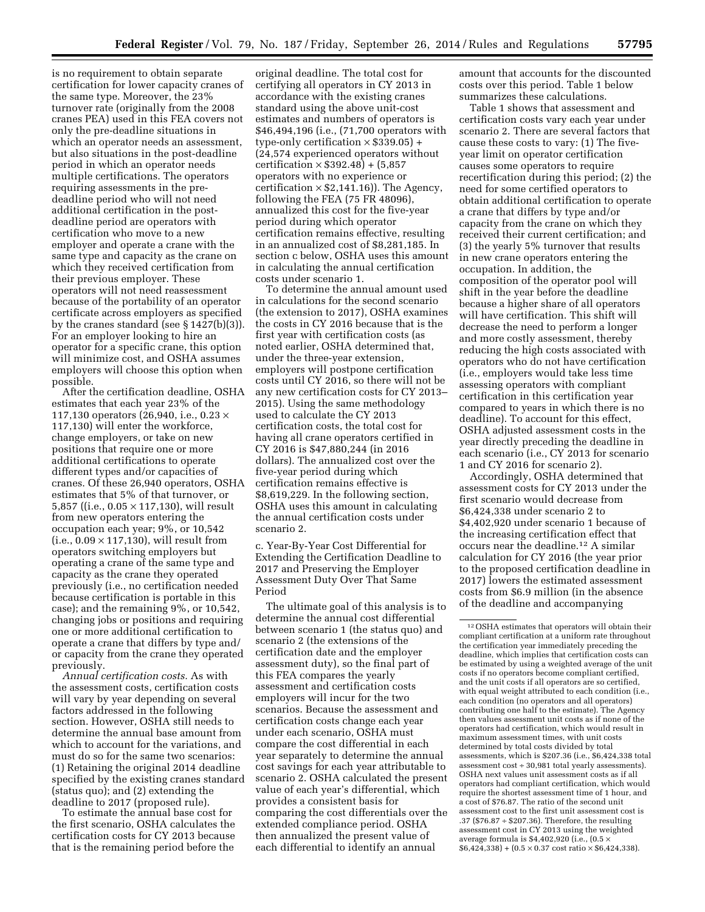is no requirement to obtain separate certification for lower capacity cranes of the same type. Moreover, the 23% turnover rate (originally from the 2008 cranes PEA) used in this FEA covers not only the pre-deadline situations in which an operator needs an assessment, but also situations in the post-deadline period in which an operator needs multiple certifications. The operators requiring assessments in the pre-deadline period who will not need additional certification in the post-deadline period are operators with certification who move to a new employer and operate a crane with the same type and capacity as the crane on which they received certification from their previous employer. These operators will not need reassessment because of the portability of an operator certificate across employers as specified by the cranes standard (see § 1427(b)(3)). For an employer looking to hire an operator for a specific crane, this option will minimize cost, and OSHA assumes employers will choose this option when possible.

After the certification deadline, OSHA estimates that each year 23% of the 117,130 operators (26,940, i.e., 0.23 × 117,130) will enter the workforce, change employers, or take on new positions that require one or more additional certifications to operate different types and/or capacities of cranes. Of these 26,940 operators, OSHA estimates that 5% of that turnover, or 5,857 ((i.e., 0.05 × 117,130), will result from new operators entering the occupation each year; 9%, or 10,542 (i.e., 0.09 × 117,130), will result from operators switching employers but operating a crane of the same type and capacity as the crane they operated previously (i.e., no certification needed because certification is portable in this case); and the remaining 9%, or 10,542, changing jobs or positions and requiring one or more additional certification to operate a crane that differs by type and/or capacity from the crane they operated previously.

*Annual certification costs.* As with the assessment costs, certification costs will vary by year depending on several factors addressed in the following section. However, OSHA still needs to determine the annual base amount from which to account for the variations, and must do so for the same two scenarios: (1) Retaining the original 2014 deadline specified by the existing cranes standard (status quo); and (2) extending the deadline to 2017 (proposed rule).

To estimate the annual base cost for the first scenario, OSHA calculates the certification costs for CY 2013 because that is the remaining period before the original deadline. The total cost for certifying all operators in CY 2013 in accordance with the existing cranes standard using the above unit-cost estimates and numbers of operators is $46,494,196 (i.e., (71,700 operators with type-only certification × $339.05) + (24,574 experienced operators without certification × $392.48) + (5,857 operators with no experience or certification × $2,141.16)). The Agency, following the FEA (75 FR 48096), annualized this cost for the five-year period during which operator certification remains effective, resulting in an annualized cost of $8,281,185. In section c below, OSHA uses this amount in calculating the annual certification costs under scenario 1.

To determine the annual amount used in calculations for the second scenario (the extension to 2017), OSHA examines the costs in CY 2016 because that is the first year with certification costs (as noted earlier, OSHA determined that, under the three-year extension, employers will postpone certification costs until CY 2016, so there will not be any new certification costs for CY 2013–2015). Using the same methodology used to calculate the CY 2013 certification costs, the total cost for having all crane operators certified in CY 2016 is $47,880,244 (in 2016 dollars). The annualized cost over the five-year period during which certification remains effective is $8,619,229. In the following section, OSHA uses this amount in calculating the annual certification costs under scenario 2.

c. Year-By-Year Cost Differential for Extending the Certification Deadline to 2017 and Preserving the Employer Assessment Duty Over That Same Period

The ultimate goal of this analysis is to determine the annual cost differential between scenario 1 (the status quo) and scenario 2 (the extensions of the certification date and the employer assessment duty), so the final part of this FEA compares the yearly assessment and certification costs employers will incur for the two scenarios. Because the assessment and certification costs change each year under each scenario, OSHA must compare the cost differential in each year separately to determine the annual cost savings for each year attributable to scenario 2. OSHA calculated the present value of each year's differential, which provides a consistent basis for comparing the cost differentials over the extended compliance period. OSHA then annualized the present value of each differential to identify an annual amount that accounts for the discounted costs over this period. Table 1 below summarizes these calculations.

Table 1 shows that assessment and certification costs vary each year under scenario 2. There are several factors that cause these costs to vary: (1) The five-year limit on operator certification causes some operators to require recertification during this period; (2) the need for some certified operators to obtain additional certification to operate a crane that differs by type and/or capacity from the crane on which they received their current certification; and (3) the yearly 5% turnover that results in new crane operators entering the occupation. In addition, the composition of the operator pool will shift in the year before the deadline because a higher share of all operators will have certification. This shift will decrease the need to perform a longer and more costly assessment, thereby reducing the high costs associated with operators who do not have certification (i.e., employers would take less time assessing operators with compliant certification in this certification year compared to years in which there is no deadline). To account for this effect, OSHA adjusted assessment costs in the year directly preceding the deadline in each scenario (i.e., CY 2013 for scenario 1 and CY 2016 for scenario 2).

Accordingly, OSHA determined that assessment costs for CY 2013 under the first scenario would decrease from $6,424,338 under scenario 2 to $4,402,920 under scenario 1 because of the increasing certification effect that occurs near the deadline.[12] A similar calculation for CY 2016 (the year prior to the proposed certification deadline in 2017) lowers the estimated assessment costs from $6.9 million (in the absence of the deadline and accompanying

[12] OSHA estimates that operators will obtain their compliant certification at a uniform rate throughout the certification year immediately preceding the deadline, which implies that certification costs can be estimated by using a weighted average of the unit costs if no operators become compliant certified, and the unit costs if all operators are so certified, with equal weight attributed to each condition (i.e., each condition (no operators and all operators) contributing one half to the estimate). The Agency then values assessment unit costs as if none of the operators had certification, which would result in maximum assessment times, with unit costs determined by total costs divided by total assessments, which is $207.36 (i.e., $6,424,338 total assessment cost ÷ 30,981 total yearly assessments). OSHA next values unit assessment costs as if all operators had compliant certification, which would require the shortest assessment time of 1 hour, and a cost of $76.87. The ratio of the second unit assessment cost to the first unit assessment cost is .37 ($76.87 ÷ $207.36). Therefore, the resulting assessment cost in CY 2013 using the weighted average formula is $4,402,920 (i.e., (0.5 × $6,424,338) + (0.5 × 0.37 cost ratio × $6,424,338).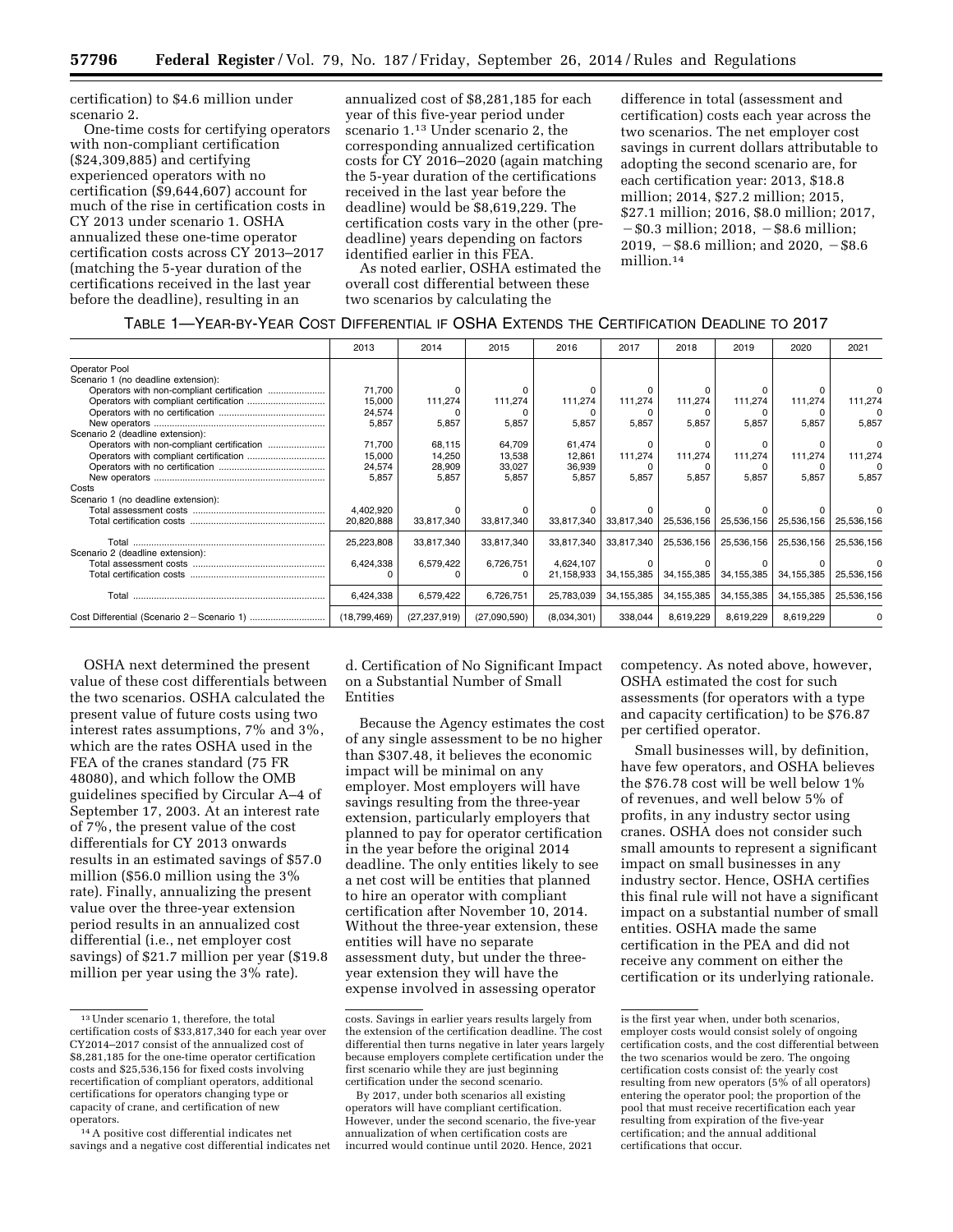certification) to $4.6 million under scenario 2.

One-time costs for certifying operators with non-compliant certification ($24,309,885) and certifying experienced operators with no certification ($9,644,607) account for much of the rise in certification costs in CY 2013 under scenario 1. OSHA annualized these one-time operator certification costs across CY 2013–2017 (matching the 5-year duration of the certifications received in the last year before the deadline), resulting in an annualized cost of $8,281,185 for each year of this five-year period under scenario 1.[13] Under scenario 2, the corresponding annualized certification costs for CY 2016–2020 (again matching the 5-year duration of the certifications received in the last year before the deadline) would be $8,619,229. The certification costs vary in the other (pre-deadline) years depending on factors identified earlier in this FEA.

As noted earlier, OSHA estimated the overall cost differential between these two scenarios by calculating the difference in total (assessment and certification) costs each year across the two scenarios. The net employer cost savings in current dollars attributable to adopting the second scenario are, for each certification year: 2013, $18.8 million; 2014, $27.2 million; 2015, $27.1 million; 2016, $8.0 million; 2017, −$0.3 million; 2018, −$8.6 million; 2019, −$8.6 million; and 2020, −$8.6 million.[14]

TABLE 1—YEAR-BY-YEAR COST DIFFERENTIAL IF OSHA EXTENDS THE CERTIFICATION DEADLINE TO 2017

| | 2013 | 2014 | 2015 | 2016 | 2017 | 2018 | 2019 | 2020 | 2021 |
|---|---|---|---|---|---|---|---|---|---|
| Operator Pool | | | | | | | | | |
| Scenario 1 (no deadline extension): | | | | | | | | | |
| Operators with non-compliant certification | 71,700 | 0 | 0 | 0 | 0 | 0 | 0 | 0 | 0 |
| Operators with compliant certification | 15,000 | 111,274 | 111,274 | 111,274 | 111,274 | 111,274 | 111,274 | 111,274 | 111,274 |
| Operators with no certification | 24,574 | 0 | 0 | 0 | 0 | 0 | 0 | 0 | 0 |
| New operators | 5,857 | 5,857 | 5,857 | 5,857 | 5,857 | 5,857 | 5,857 | 5,857 | 5,857 |
| Scenario 2 (deadline extension): | | | | | | | | | |
| Operators with non-compliant certification | 71,700 | 68,115 | 64,709 | 61,474 | 0 | 0 | 0 | 0 | 0 |
| Operators with compliant certification | 15,000 | 14,250 | 13,538 | 12,861 | 111,274 | 111,274 | 111,274 | 111,274 | 111,274 |
| Operators with no certification | 24,574 | 28,909 | 33,027 | 36,939 | 0 | 0 | 0 | 0 | 0 |
| New operators | 5,857 | 5,857 | 5,857 | 5,857 | 5,857 | 5,857 | 5,857 | 5,857 | 5,857 |
| Costs | | | | | | | | | |
| Scenario 1 (no deadline extension): | | | | | | | | | |
| Total assessment costs | 4,402,920 | 0 | 0 | 0 | 0 | 0 | 0 | 0 | 0 |
| Total certification costs | 20,820,888 | 33,817,340 | 33,817,340 | 33,817,340 | 33,817,340 | 25,536,156 | 25,536,156 | 25,536,156 | 25,536,156 |
| Total | 25,223,808 | 33,817,340 | 33,817,340 | 33,817,340 | 33,817,340 | 25,536,156 | 25,536,156 | 25,536,156 | 25,536,156 |
| Scenario 2 (deadline extension): | | | | | | | | | |
| Total assessment costs | 6,424,338 | 6,579,422 | 6,726,751 | 4,624,107 | 0 | 0 | 0 | 0 | 0 |
| Total certification costs | 0 | 0 | 0 | 21,158,933 | 34,155,385 | 34,155,385 | 34,155,385 | 34,155,385 | 25,536,156 |
| Total | 6,424,338 | 6,579,422 | 6,726,751 | 25,783,039 | 34,155,385 | 34,155,385 | 34,155,385 | 34,155,385 | 25,536,156 |
| Cost Differential (Scenario 2 − Scenario 1) | (18,799,469) | (27,237,919) | (27,090,590) | (8,034,301) | 338,044 | 8,619,229 | 8,619,229 | 8,619,229 | 0 |

OSHA next determined the present value of these cost differentials between the two scenarios. OSHA calculated the present value of future costs using two interest rates assumptions, 7% and 3%, which are the rates OSHA used in the FEA of the cranes standard (75 FR 48080), and which follow the OMB guidelines specified by Circular A–4 of September 17, 2003. At an interest rate of 7%, the present value of the cost differentials for CY 2013 onwards results in an estimated savings of $57.0 million ($56.0 million using the 3% rate). Finally, annualizing the present value over the three-year extension period results in an annualized cost differential (i.e., net employer cost savings) of $21.7 million per year ($19.8 million per year using the 3% rate).

d. Certification of No Significant Impact on a Substantial Number of Small Entities

Because the Agency estimates the cost of any single assessment to be no higher than $307.48, it believes the economic impact will be minimal on any employer. Most employers will have savings resulting from the three-year extension, particularly employers that planned to pay for operator certification in the year before the original 2014 deadline. The only entities likely to see a net cost will be entities that planned to hire an operator with compliant certification after November 10, 2014. Without the three-year extension, these entities will have no separate assessment duty, but under the three-year extension they will have the expense involved in assessing operator competency. As noted above, however, OSHA estimated the cost for such assessments (for operators with a type and capacity certification) to be $76.87 per certified operator.

Small businesses will, by definition, have few operators, and OSHA believes the $76.78 cost will be well below 1% of revenues, and well below 5% of profits, in any industry sector using cranes. OSHA does not consider such small amounts to represent a significant impact on small businesses in any industry sector. Hence, OSHA certifies this final rule will not have a significant impact on a substantial number of small entities. OSHA made the same certification in the PEA and did not receive any comment on either the certification or its underlying rationale.

---

[13] Under scenario 1, therefore, the total certification costs of $33,817,340 for each year over CY2014–2017 consist of the annualized cost of $8,281,185 for the one-time operator certification costs and $25,536,156 for fixed costs involving recertification of compliant operators, additional certifications for operators changing type or capacity of crane, and certification of new operators.

[14] A positive cost differential indicates net savings and a negative cost differential indicates net costs. Savings in earlier years results largely from the extension of the certification deadline. The cost differential then turns negative in later years largely because employers complete certification under the first scenario while they are just beginning certification under the second scenario.

By 2017, under both scenarios all existing operators will have compliant certification. However, under the second scenario, the five-year annualization of when certification costs are incurred would continue until 2020. Hence, 2021 is the first year when, under both scenarios, employer costs would consist solely of ongoing certification costs, and the cost differential between the two scenarios would be zero. The ongoing certification costs consist of: the yearly cost resulting from new operators (5% of all operators) entering the operator pool; the proportion of the pool that must receive recertification each year resulting from expiration of the five-year certification; and the annual additional certifications that occur.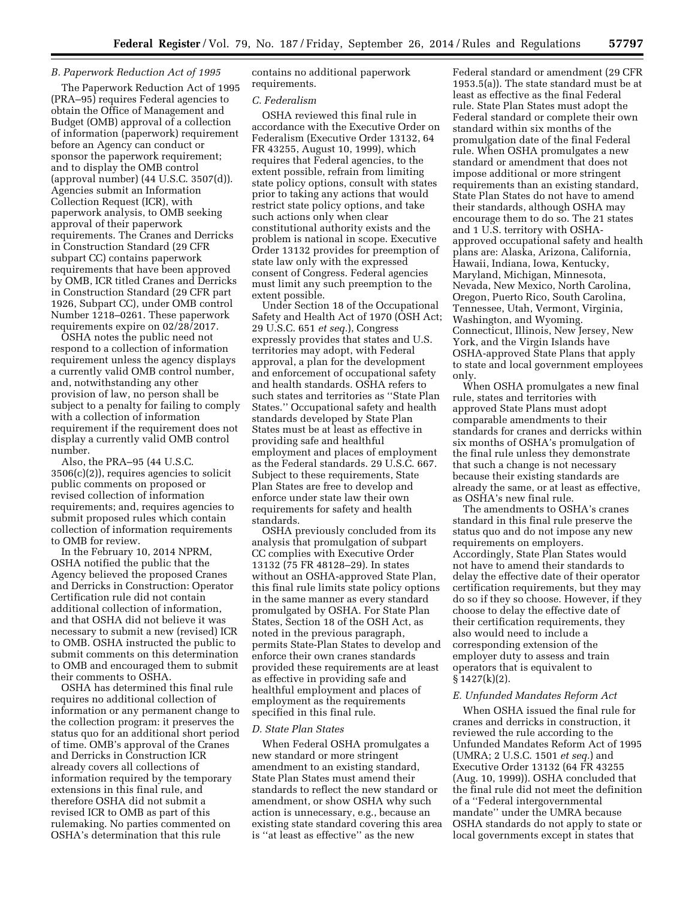### B. Paperwork Reduction Act of 1995

The Paperwork Reduction Act of 1995 (PRA–95) requires Federal agencies to obtain the Office of Management and Budget (OMB) approval of a collection of information (paperwork) requirement before an Agency can conduct or sponsor the paperwork requirement; and to display the OMB control (approval number) (44 U.S.C. 3507(d)). Agencies submit an Information Collection Request (ICR), with paperwork analysis, to OMB seeking approval of their paperwork requirements. The Cranes and Derricks in Construction Standard (29 CFR subpart CC) contains paperwork requirements that have been approved by OMB, ICR titled Cranes and Derricks in Construction Standard (29 CFR part 1926, Subpart CC), under OMB control Number 1218–0261. These paperwork requirements expire on 02/28/2017.

OSHA notes the public need not respond to a collection of information requirement unless the agency displays a currently valid OMB control number, and, notwithstanding any other provision of law, no person shall be subject to a penalty for failing to comply with a collection of information requirement if the requirement does not display a currently valid OMB control number.

Also, the PRA–95 (44 U.S.C. 3506(c)(2)), requires agencies to solicit public comments on proposed or revised collection of information requirements; and, requires agencies to submit proposed rules which contain collection of information requirements to OMB for review.

In the February 10, 2014 NPRM, OSHA notified the public that the Agency believed the proposed Cranes and Derricks in Construction: Operator Certification rule did not contain additional collection of information, and that OSHA did not believe it was necessary to submit a new (revised) ICR to OMB. OSHA instructed the public to submit comments on this determination to OMB and encouraged them to submit their comments to OSHA.

OSHA has determined this final rule requires no additional collection of information or any permanent change to the collection program: it preserves the status quo for an additional short period of time. OMB's approval of the Cranes and Derricks in Construction ICR already covers all collections of information required by the temporary extensions in this final rule, and therefore OSHA did not submit a revised ICR to OMB as part of this rulemaking. No parties commented on OSHA's determination that this rule contains no additional paperwork requirements.

### C. Federalism

OSHA reviewed this final rule in accordance with the Executive Order on Federalism (Executive Order 13132, 64 FR 43255, August 10, 1999), which requires that Federal agencies, to the extent possible, refrain from limiting state policy options, consult with states prior to taking any actions that would restrict state policy options, and take such actions only when clear constitutional authority exists and the problem is national in scope. Executive Order 13132 provides for preemption of state law only with the expressed consent of Congress. Federal agencies must limit any such preemption to the extent possible.

Under Section 18 of the Occupational Safety and Health Act of 1970 (OSH Act; 29 U.S.C. 651 *et seq.*), Congress expressly provides that states and U.S. territories may adopt, with Federal approval, a plan for the development and enforcement of occupational safety and health standards. OSHA refers to such states and territories as ''State Plan States.'' Occupational safety and health standards developed by State Plan States must be at least as effective in providing safe and healthful employment and places of employment as the Federal standards. 29 U.S.C. 667. Subject to these requirements, State Plan States are free to develop and enforce under state law their own requirements for safety and health standards.

OSHA previously concluded from its analysis that promulgation of subpart CC complies with Executive Order 13132 (75 FR 48128–29). In states without an OSHA-approved State Plan, this final rule limits state policy options in the same manner as every standard promulgated by OSHA. For State Plan States, Section 18 of the OSH Act, as noted in the previous paragraph, permits State-Plan States to develop and enforce their own cranes standards provided these requirements are at least as effective in providing safe and healthful employment and places of employment as the requirements specified in this final rule.

### D. State Plan States

When Federal OSHA promulgates a new standard or more stringent amendment to an existing standard, State Plan States must amend their standards to reflect the new standard or amendment, or show OSHA why such action is unnecessary, e.g., because an existing state standard covering this area is ''at least as effective'' as the new Federal standard or amendment (29 CFR 1953.5(a)). The state standard must be at least as effective as the final Federal rule. State Plan States must adopt the Federal standard or complete their own standard within six months of the promulgation date of the final Federal rule. When OSHA promulgates a new standard or amendment that does not impose additional or more stringent requirements than an existing standard, State Plan States do not have to amend their standards, although OSHA may encourage them to do so. The 21 states and 1 U.S. territory with OSHA-approved occupational safety and health plans are: Alaska, Arizona, California, Hawaii, Indiana, Iowa, Kentucky, Maryland, Michigan, Minnesota, Nevada, New Mexico, North Carolina, Oregon, Puerto Rico, South Carolina, Tennessee, Utah, Vermont, Virginia, Washington, and Wyoming. Connecticut, Illinois, New Jersey, New York, and the Virgin Islands have OSHA-approved State Plans that apply to state and local government employees only.

When OSHA promulgates a new final rule, states and territories with approved State Plans must adopt comparable amendments to their standards for cranes and derricks within six months of OSHA's promulgation of the final rule unless they demonstrate that such a change is not necessary because their existing standards are already the same, or at least as effective, as OSHA's new final rule.

The amendments to OSHA's cranes standard in this final rule preserve the status quo and do not impose any new requirements on employers. Accordingly, State Plan States would not have to amend their standards to delay the effective date of their operator certification requirements, but they may do so if they so choose. However, if they choose to delay the effective date of their certification requirements, they also would need to include a corresponding extension of the employer duty to assess and train operators that is equivalent to § 1427(k)(2).

### E. Unfunded Mandates Reform Act

When OSHA issued the final rule for cranes and derricks in construction, it reviewed the rule according to the Unfunded Mandates Reform Act of 1995 (UMRA; 2 U.S.C. 1501 *et seq.*) and Executive Order 13132 (64 FR 43255 (Aug. 10, 1999)). OSHA concluded that the final rule did not meet the definition of a ''Federal intergovernmental mandate'' under the UMRA because OSHA standards do not apply to state or local governments except in states that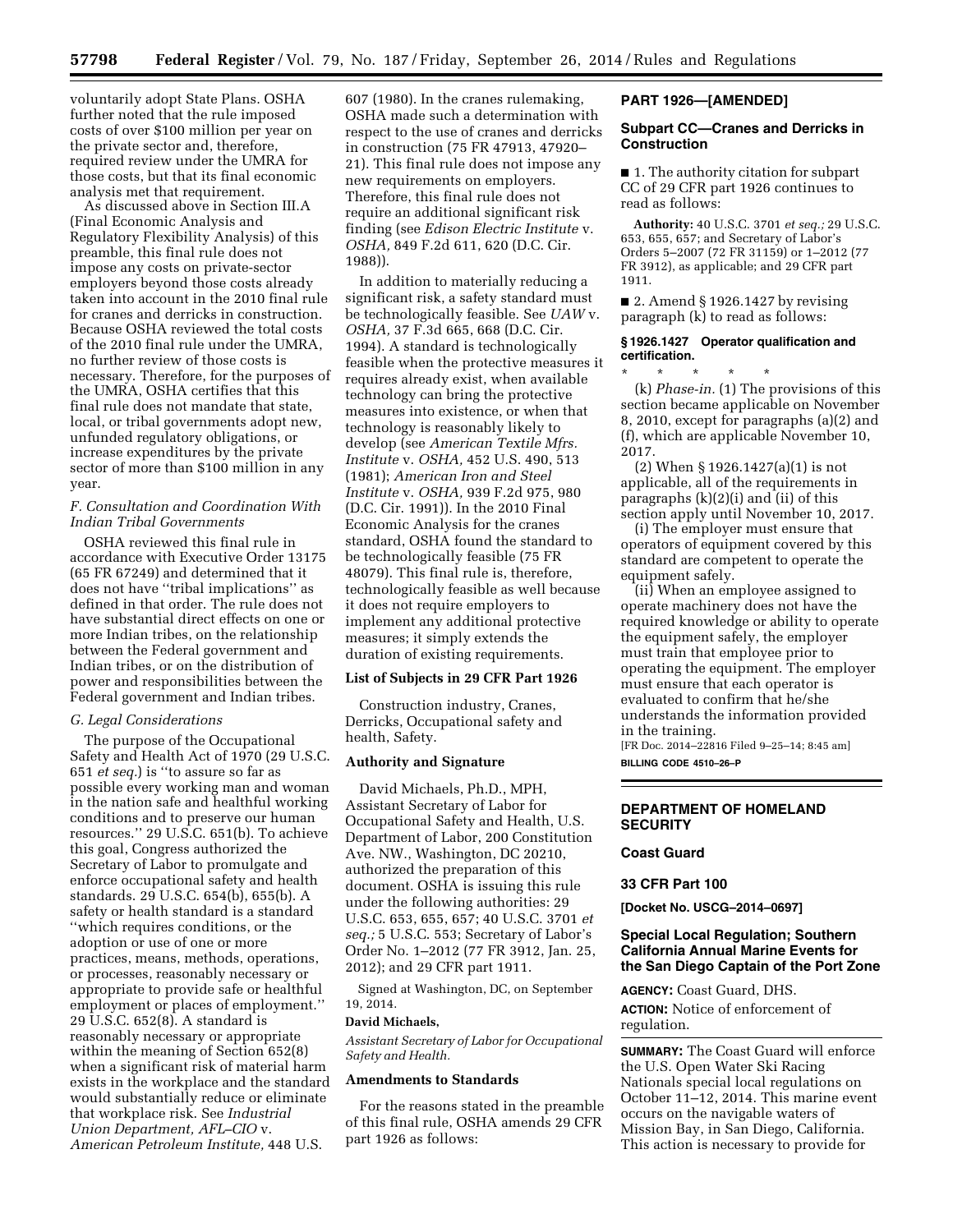voluntarily adopt State Plans. OSHA further noted that the rule imposed costs of over $100 million per year on the private sector and, therefore, required review under the UMRA for those costs, but that its final economic analysis met that requirement.

As discussed above in Section III.A (Final Economic Analysis and Regulatory Flexibility Analysis) of this preamble, this final rule does not impose any costs on private-sector employers beyond those costs already taken into account in the 2010 final rule for cranes and derricks in construction. Because OSHA reviewed the total costs of the 2010 final rule under the UMRA, no further review of those costs is necessary. Therefore, for the purposes of the UMRA, OSHA certifies that this final rule does not mandate that state, local, or tribal governments adopt new, unfunded regulatory obligations, or increase expenditures by the private sector of more than $100 million in any year.

### *F. Consultation and Coordination With Indian Tribal Governments*

OSHA reviewed this final rule in accordance with Executive Order 13175 (65 FR 67249) and determined that it does not have "tribal implications" as defined in that order. The rule does not have substantial direct effects on one or more Indian tribes, on the relationship between the Federal government and Indian tribes, or on the distribution of power and responsibilities between the Federal government and Indian tribes.

### *G. Legal Considerations*

The purpose of the Occupational Safety and Health Act of 1970 (29 U.S.C. 651 *et seq.*) is "to assure so far as possible every working man and woman in the nation safe and healthful working conditions and to preserve our human resources." 29 U.S.C. 651(b). To achieve this goal, Congress authorized the Secretary of Labor to promulgate and enforce occupational safety and health standards. 29 U.S.C. 654(b), 655(b). A safety or health standard is a standard "which requires conditions, or the adoption or use of one or more practices, means, methods, operations, or processes, reasonably necessary or appropriate to provide safe or healthful employment or places of employment." 29 U.S.C. 652(8). A standard is reasonably necessary or appropriate within the meaning of Section 652(8) when a significant risk of material harm exists in the workplace and the standard would substantially reduce or eliminate that workplace risk. See *Industrial Union Department, AFL–CIO* v. *American Petroleum Institute,* 448 U.S. 607 (1980). In the cranes rulemaking, OSHA made such a determination with respect to the use of cranes and derricks in construction (75 FR 47913, 47920–21). This final rule does not impose any new requirements on employers. Therefore, this final rule does not require an additional significant risk finding (see *Edison Electric Institute* v. *OSHA,* 849 F.2d 611, 620 (D.C. Cir. 1988)).

In addition to materially reducing a significant risk, a safety standard must be technologically feasible. See *UAW* v. *OSHA,* 37 F.3d 665, 668 (D.C. Cir. 1994). A standard is technologically feasible when the protective measures it requires already exist, when available technology can bring the protective measures into existence, or when that technology is reasonably likely to develop (see *American Textile Mfrs. Institute* v. *OSHA,* 452 U.S. 490, 513 (1981); *American Iron and Steel Institute* v. *OSHA,* 939 F.2d 975, 980 (D.C. Cir. 1991)). In the 2010 Final Economic Analysis for the cranes standard, OSHA found the standard to be technologically feasible (75 FR 48079). This final rule is, therefore, technologically feasible as well because it does not require employers to implement any additional protective measures; it simply extends the duration of existing requirements.

## List of Subjects in 29 CFR Part 1926

Construction industry, Cranes, Derricks, Occupational safety and health, Safety.

## Authority and Signature

David Michaels, Ph.D., MPH, Assistant Secretary of Labor for Occupational Safety and Health, U.S. Department of Labor, 200 Constitution Ave. NW., Washington, DC 20210, authorized the preparation of this document. OSHA is issuing this rule under the following authorities: 29 U.S.C. 653, 655, 657; 40 U.S.C. 3701 *et seq.;* 5 U.S.C. 553; Secretary of Labor's Order No. 1–2012 (77 FR 3912, Jan. 25, 2012); and 29 CFR part 1911.

Signed at Washington, DC, on September 19, 2014.

**David Michaels,**

*Assistant Secretary of Labor for Occupational Safety and Health.*

## Amendments to Standards

For the reasons stated in the preamble of this final rule, OSHA amends 29 CFR part 1926 as follows:

## PART 1926—[AMENDED]

### Subpart CC—Cranes and Derricks in Construction

■ 1. The authority citation for subpart CC of 29 CFR part 1926 continues to read as follows:

**Authority:** 40 U.S.C. 3701 *et seq.;* 29 U.S.C. 653, 655, 657; and Secretary of Labor's Orders 5–2007 (72 FR 31159) or 1–2012 (77 FR 3912), as applicable; and 29 CFR part 1911.

■ 2. Amend § 1926.1427 by revising paragraph (k) to read as follows:

#### § 1926.1427 Operator qualification and certification.

\* \* \* \* \*

(k) *Phase-in.* (1) The provisions of this section became applicable on November 8, 2010, except for paragraphs (a)(2) and (f), which are applicable November 10, 2017.

(2) When § 1926.1427(a)(1) is not applicable, all of the requirements in paragraphs (k)(2)(i) and (ii) of this section apply until November 10, 2017.

(i) The employer must ensure that operators of equipment covered by this standard are competent to operate the equipment safely.

(ii) When an employee assigned to operate machinery does not have the required knowledge or ability to operate the equipment safely, the employer must train that employee prior to operating the equipment. The employer must ensure that each operator is evaluated to confirm that he/she understands the information provided in the training.

[FR Doc. 2014–22816 Filed 9–25–14; 8:45 am]

**BILLING CODE 4510–26–P**

---

## DEPARTMENT OF HOMELAND SECURITY

### Coast Guard

### 33 CFR Part 100

**[Docket No. USCG–2014–0697]**

### Special Local Regulation; Southern California Annual Marine Events for the San Diego Captain of the Port Zone

**AGENCY:** Coast Guard, DHS.

**ACTION:** Notice of enforcement of regulation.

**SUMMARY:** The Coast Guard will enforce the U.S. Open Water Ski Racing Nationals special local regulations on October 11–12, 2014. This marine event occurs on the navigable waters of Mission Bay, in San Diego, California. This action is necessary to provide for